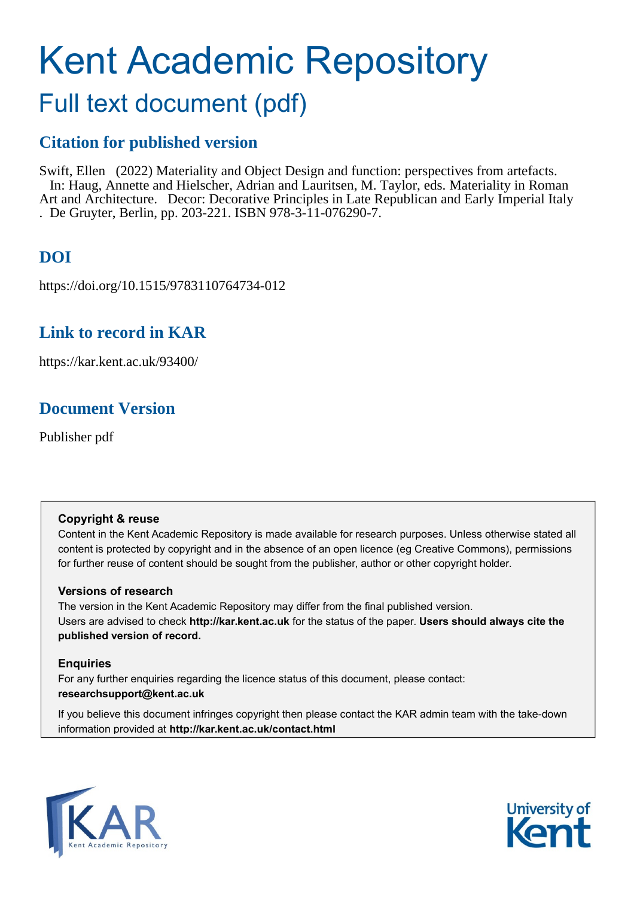# Kent Academic Repository

## Full text document (pdf)

### Citation for published version

Swift, Ellen (2022) Materiality and Object Design and function: perspectives from artefacts. In: Haug, Annette and Hielscher, Adrian and Lauritsen, M. Taylor, eds. Materiality in Roman Art and Architecture. Decor: Decorative Principles in Late Republican and Early Imperial Italy . De Gruyter, Berlin, pp. 203-221. ISBN 978-3-11-076290-7.

### DOI

https://doi.org/10.1515/9783110764734-012

### Link to record in KAR

https://kar.kent.ac.uk/93400/

### Document Version

Publisher pdf

**Copyright & reuse**

Content in the Kent Academic Repository is made available for research purposes. Unless otherwise stated all content is protected by copyright and in the absence of an open licence (eg Creative Commons), permissions for further reuse of content should be sought from the publisher, author or other copyright holder.

**Versions of research**

The version in the Kent Academic Repository may differ from the final published version. Users are advised to check **http://kar.kent.ac.uk** for the status of the paper. **Users should always cite the published version of record.**

**Enquiries**

For any further enquiries regarding the licence status of this document, please contact: **researchsupport@kent.ac.uk**

If you believe this document infringes copyright then please contact the KAR admin team with the take-down information provided at **http://kar.kent.ac.uk/contact.html**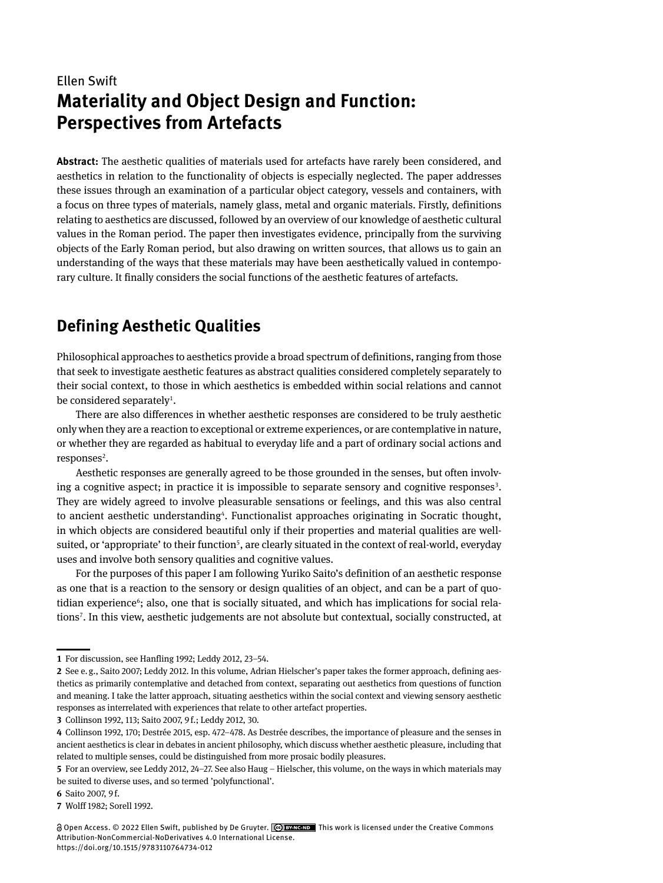Ellen Swift

# Materiality and Object Design and Function: Perspectives from Artefacts

**Abstract:** The aesthetic qualities of materials used for artefacts have rarely been considered, and aesthetics in relation to the functionality of objects is especially neglected. The paper addresses these issues through an examination of a particular object category, vessels and containers, with a focus on three types of materials, namely glass, metal and organic materials. Firstly, definitions relating to aesthetics are discussed, followed by an overview of our knowledge of aesthetic cultural values in the Roman period. The paper then investigates evidence, principally from the surviving objects of the Early Roman period, but also drawing on written sources, that allows us to gain an understanding of the ways that these materials may have been aesthetically valued in contemporary culture. It finally considers the social functions of the aesthetic features of artefacts.

## Defining Aesthetic Qualities

Philosophical approaches to aesthetics provide a broad spectrum of definitions, ranging from those that seek to investigate aesthetic features as abstract qualities considered completely separately to their social context, to those in which aesthetics is embedded within social relations and cannot be considered separately[1].

There are also differences in whether aesthetic responses are considered to be truly aesthetic only when they are a reaction to exceptional or extreme experiences, or are contemplative in nature, or whether they are regarded as habitual to everyday life and a part of ordinary social actions and responses[2].

Aesthetic responses are generally agreed to be those grounded in the senses, but often involving a cognitive aspect; in practice it is impossible to separate sensory and cognitive responses[3]. They are widely agreed to involve pleasurable sensations or feelings, and this was also central to ancient aesthetic understanding[4]. Functionalist approaches originating in Socratic thought, in which objects are considered beautiful only if their properties and material qualities are well-suited, or 'appropriate' to their function[5], are clearly situated in the context of real-world, everyday uses and involve both sensory qualities and cognitive values.

For the purposes of this paper I am following Yuriko Saito's definition of an aesthetic response as one that is a reaction to the sensory or design qualities of an object, and can be a part of quotidian experience[6]; also, one that is socially situated, and which has implications for social relations[7]. In this view, aesthetic judgements are not absolute but contextual, socially constructed, at

---

**1** For discussion, see Hanfling 1992; Leddy 2012, 23–54.

**2** See e. g., Saito 2007; Leddy 2012. In this volume, Adrian Hielscher's paper takes the former approach, defining aesthetics as primarily contemplative and detached from context, separating out aesthetics from questions of function and meaning. I take the latter approach, situating aesthetics within the social context and viewing sensory aesthetic responses as interrelated with experiences that relate to other artefact properties.

**3** Collinson 1992, 113; Saito 2007, 9 f.; Leddy 2012, 30.

**4** Collinson 1992, 170; Destrée 2015, esp. 472–478. As Destrée describes, the importance of pleasure and the senses in ancient aesthetics is clear in debates in ancient philosophy, which discuss whether aesthetic pleasure, including that related to multiple senses, could be distinguished from more prosaic bodily pleasures.

**5** For an overview, see Leddy 2012, 24–27. See also Haug – Hielscher, this volume, on the ways in which materials may be suited to diverse uses, and so termed 'polyfunctional'.

**6** Saito 2007, 9 f.

**7** Wolff 1982; Sorell 1992.

Open Access. © 2022 Ellen Swift, published by De Gruyter. This work is licensed under the Creative Commons Attribution-NonCommercial-NoDerivatives 4.0 International License.
https://doi.org/10.1515/9783110764734-012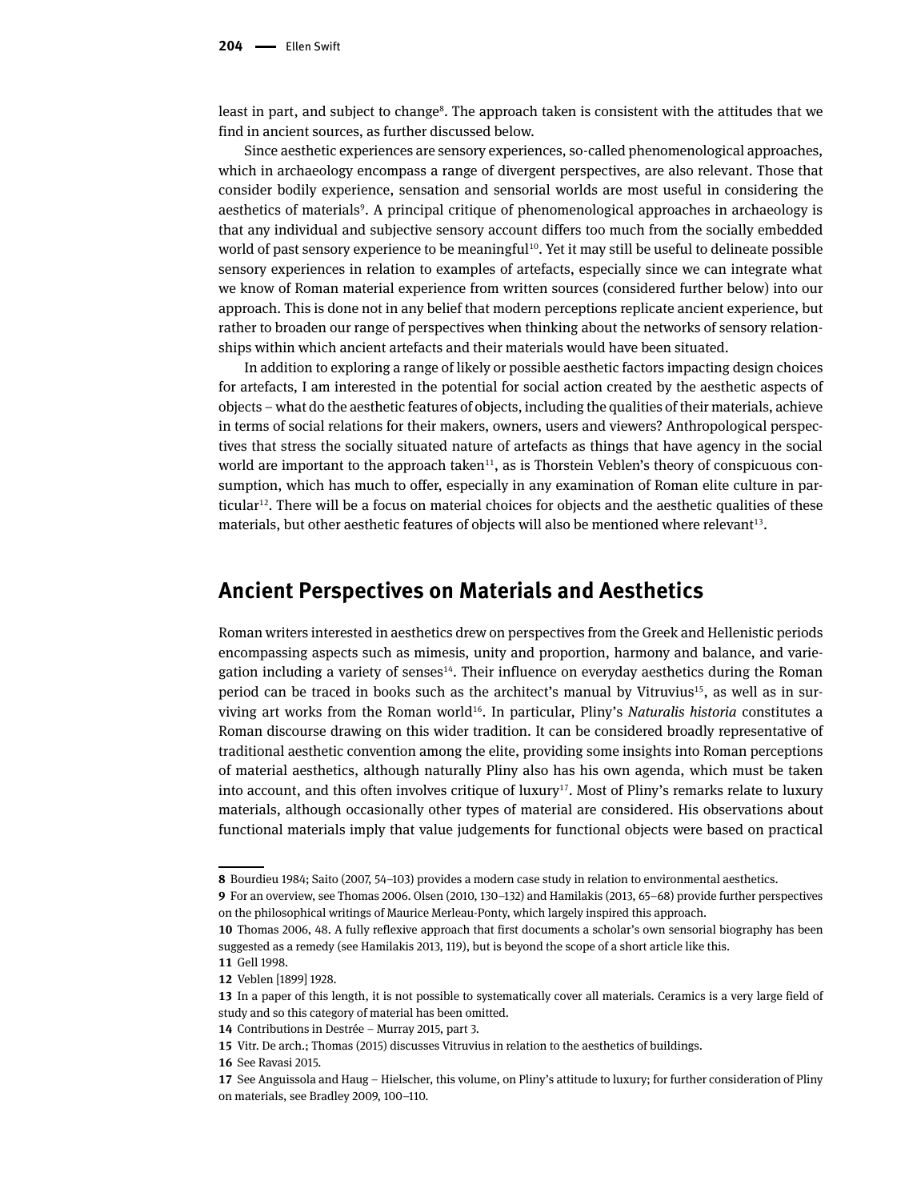least in part, and subject to change[8]. The approach taken is consistent with the attitudes that we find in ancient sources, as further discussed below.

Since aesthetic experiences are sensory experiences, so-called phenomenological approaches, which in archaeology encompass a range of divergent perspectives, are also relevant. Those that consider bodily experience, sensation and sensorial worlds are most useful in considering the aesthetics of materials[9]. A principal critique of phenomenological approaches in archaeology is that any individual and subjective sensory account differs too much from the socially embedded world of past sensory experience to be meaningful[10]. Yet it may still be useful to delineate possible sensory experiences in relation to examples of artefacts, especially since we can integrate what we know of Roman material experience from written sources (considered further below) into our approach. This is done not in any belief that modern perceptions replicate ancient experience, but rather to broaden our range of perspectives when thinking about the networks of sensory relationships within which ancient artefacts and their materials would have been situated.

In addition to exploring a range of likely or possible aesthetic factors impacting design choices for artefacts, I am interested in the potential for social action created by the aesthetic aspects of objects – what do the aesthetic features of objects, including the qualities of their materials, achieve in terms of social relations for their makers, owners, users and viewers? Anthropological perspectives that stress the socially situated nature of artefacts as things that have agency in the social world are important to the approach taken[11], as is Thorstein Veblen's theory of conspicuous consumption, which has much to offer, especially in any examination of Roman elite culture in particular[12]. There will be a focus on material choices for objects and the aesthetic qualities of these materials, but other aesthetic features of objects will also be mentioned where relevant[13].

## Ancient Perspectives on Materials and Aesthetics

Roman writers interested in aesthetics drew on perspectives from the Greek and Hellenistic periods encompassing aspects such as mimesis, unity and proportion, harmony and balance, and variegation including a variety of senses[14]. Their influence on everyday aesthetics during the Roman period can be traced in books such as the architect's manual by Vitruvius[15], as well as in surviving art works from the Roman world[16]. In particular, Pliny's *Naturalis historia* constitutes a Roman discourse drawing on this wider tradition. It can be considered broadly representative of traditional aesthetic convention among the elite, providing some insights into Roman perceptions of material aesthetics, although naturally Pliny also has his own agenda, which must be taken into account, and this often involves critique of luxury[17]. Most of Pliny's remarks relate to luxury materials, although occasionally other types of material are considered. His observations about functional materials imply that value judgements for functional objects were based on practical

---

**8** Bourdieu 1984; Saito (2007, 54–103) provides a modern case study in relation to environmental aesthetics.

**9** For an overview, see Thomas 2006. Olsen (2010, 130–132) and Hamilakis (2013, 65–68) provide further perspectives on the philosophical writings of Maurice Merleau-Ponty, which largely inspired this approach.

**10** Thomas 2006, 48. A fully reflexive approach that first documents a scholar's own sensorial biography has been suggested as a remedy (see Hamilakis 2013, 119), but is beyond the scope of a short article like this.

**11** Gell 1998.

**12** Veblen [1899] 1928.

**13** In a paper of this length, it is not possible to systematically cover all materials. Ceramics is a very large field of study and so this category of material has been omitted.

**14** Contributions in Destrée – Murray 2015, part 3.

**15** Vitr. De arch.; Thomas (2015) discusses Vitruvius in relation to the aesthetics of buildings.

**16** See Ravasi 2015.

**17** See Anguissola and Haug – Hielscher, this volume, on Pliny's attitude to luxury; for further consideration of Pliny on materials, see Bradley 2009, 100–110.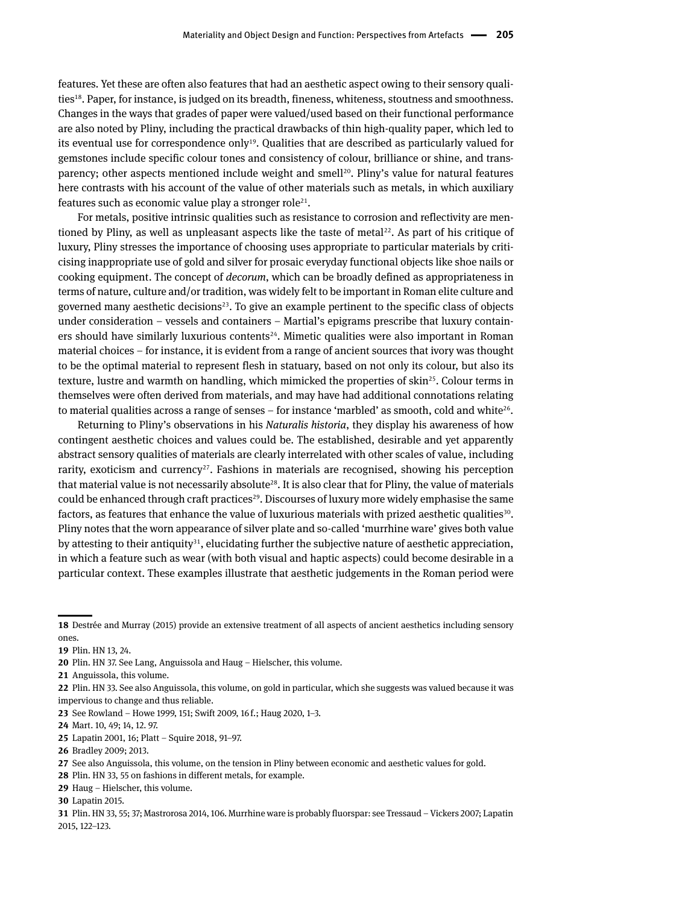features. Yet these are often also features that had an aesthetic aspect owing to their sensory qualities[18]. Paper, for instance, is judged on its breadth, fineness, whiteness, stoutness and smoothness. Changes in the ways that grades of paper were valued/used based on their functional performance are also noted by Pliny, including the practical drawbacks of thin high-quality paper, which led to its eventual use for correspondence only[19]. Qualities that are described as particularly valued for gemstones include specific colour tones and consistency of colour, brilliance or shine, and transparency; other aspects mentioned include weight and smell[20]. Pliny's value for natural features here contrasts with his account of the value of other materials such as metals, in which auxiliary features such as economic value play a stronger role[21].

For metals, positive intrinsic qualities such as resistance to corrosion and reflectivity are mentioned by Pliny, as well as unpleasant aspects like the taste of metal[22]. As part of his critique of luxury, Pliny stresses the importance of choosing uses appropriate to particular materials by criticising inappropriate use of gold and silver for prosaic everyday functional objects like shoe nails or cooking equipment. The concept of *decorum*, which can be broadly defined as appropriateness in terms of nature, culture and/or tradition, was widely felt to be important in Roman elite culture and governed many aesthetic decisions[23]. To give an example pertinent to the specific class of objects under consideration – vessels and containers – Martial's epigrams prescribe that luxury containers should have similarly luxurious contents[24]. Mimetic qualities were also important in Roman material choices – for instance, it is evident from a range of ancient sources that ivory was thought to be the optimal material to represent flesh in statuary, based on not only its colour, but also its texture, lustre and warmth on handling, which mimicked the properties of skin[25]. Colour terms in themselves were often derived from materials, and may have had additional connotations relating to material qualities across a range of senses – for instance 'marbled' as smooth, cold and white[26].

Returning to Pliny's observations in his *Naturalis historia*, they display his awareness of how contingent aesthetic choices and values could be. The established, desirable and yet apparently abstract sensory qualities of materials are clearly interrelated with other scales of value, including rarity, exoticism and currency[27]. Fashions in materials are recognised, showing his perception that material value is not necessarily absolute[28]. It is also clear that for Pliny, the value of materials could be enhanced through craft practices[29]. Discourses of luxury more widely emphasise the same factors, as features that enhance the value of luxurious materials with prized aesthetic qualities[30]. Pliny notes that the worn appearance of silver plate and so-called 'murrhine ware' gives both value by attesting to their antiquity[31], elucidating further the subjective nature of aesthetic appreciation, in which a feature such as wear (with both visual and haptic aspects) could become desirable in a particular context. These examples illustrate that aesthetic judgements in the Roman period were

---

**18** Destrée and Murray (2015) provide an extensive treatment of all aspects of ancient aesthetics including sensory ones.

**19** Plin. HN 13, 24.

**20** Plin. HN 37. See Lang, Anguissola and Haug – Hielscher, this volume.

**21** Anguissola, this volume.

**22** Plin. HN 33. See also Anguissola, this volume, on gold in particular, which she suggests was valued because it was impervious to change and thus reliable.

**23** See Rowland – Howe 1999, 151; Swift 2009, 16 f.; Haug 2020, 1–3.

**24** Mart. 10, 49; 14, 12. 97.

**25** Lapatin 2001, 16; Platt – Squire 2018, 91–97.

**26** Bradley 2009; 2013.

**27** See also Anguissola, this volume, on the tension in Pliny between economic and aesthetic values for gold.

**28** Plin. HN 33, 55 on fashions in different metals, for example.

**29** Haug – Hielscher, this volume.

**30** Lapatin 2015.

**31** Plin. HN 33, 55; 37; Mastrorosa 2014, 106. Murrhine ware is probably fluorspar: see Tressaud – Vickers 2007; Lapatin 2015, 122–123.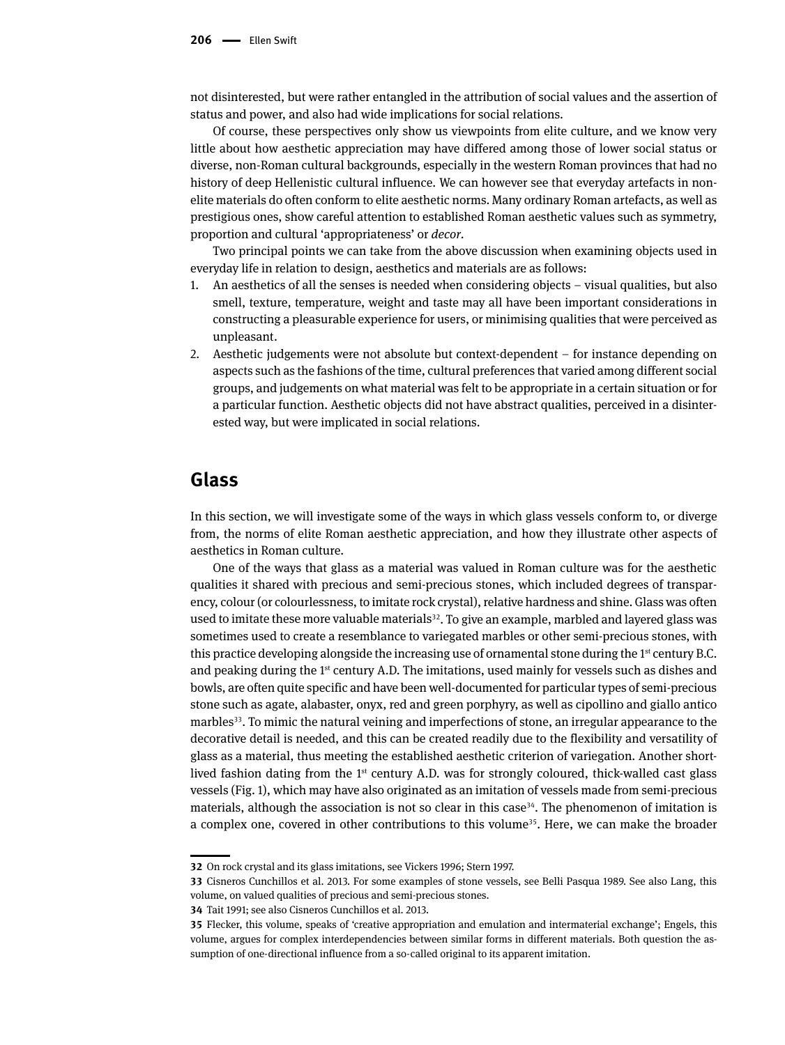not disinterested, but were rather entangled in the attribution of social values and the assertion of status and power, and also had wide implications for social relations.

Of course, these perspectives only show us viewpoints from elite culture, and we know very little about how aesthetic appreciation may have differed among those of lower social status or diverse, non-Roman cultural backgrounds, especially in the western Roman provinces that had no history of deep Hellenistic cultural influence. We can however see that everyday artefacts in non-elite materials do often conform to elite aesthetic norms. Many ordinary Roman artefacts, as well as prestigious ones, show careful attention to established Roman aesthetic values such as symmetry, proportion and cultural 'appropriateness' or *decor*.

Two principal points we can take from the above discussion when examining objects used in everyday life in relation to design, aesthetics and materials are as follows:

1. An aesthetics of all the senses is needed when considering objects – visual qualities, but also smell, texture, temperature, weight and taste may all have been important considerations in constructing a pleasurable experience for users, or minimising qualities that were perceived as unpleasant.
2. Aesthetic judgements were not absolute but context-dependent – for instance depending on aspects such as the fashions of the time, cultural preferences that varied among different social groups, and judgements on what material was felt to be appropriate in a certain situation or for a particular function. Aesthetic objects did not have abstract qualities, perceived in a disinterested way, but were implicated in social relations.

## Glass

In this section, we will investigate some of the ways in which glass vessels conform to, or diverge from, the norms of elite Roman aesthetic appreciation, and how they illustrate other aspects of aesthetics in Roman culture.

One of the ways that glass as a material was valued in Roman culture was for the aesthetic qualities it shared with precious and semi-precious stones, which included degrees of transparency, colour (or colourlessness, to imitate rock crystal), relative hardness and shine. Glass was often used to imitate these more valuable materials[32]. To give an example, marbled and layered glass was sometimes used to create a resemblance to variegated marbles or other semi-precious stones, with this practice developing alongside the increasing use of ornamental stone during the 1st century B.C. and peaking during the 1st century A.D. The imitations, used mainly for vessels such as dishes and bowls, are often quite specific and have been well-documented for particular types of semi-precious stone such as agate, alabaster, onyx, red and green porphyry, as well as cipollino and giallo antico marbles[33]. To mimic the natural veining and imperfections of stone, an irregular appearance to the decorative detail is needed, and this can be created readily due to the flexibility and versatility of glass as a material, thus meeting the established aesthetic criterion of variegation. Another short-lived fashion dating from the 1st century A.D. was for strongly coloured, thick-walled cast glass vessels (Fig. 1), which may have also originated as an imitation of vessels made from semi-precious materials, although the association is not so clear in this case[34]. The phenomenon of imitation is a complex one, covered in other contributions to this volume[35]. Here, we can make the broader

---

32 On rock crystal and its glass imitations, see Vickers 1996; Stern 1997.

33 Cisneros Cunchillos et al. 2013. For some examples of stone vessels, see Belli Pasqua 1989. See also Lang, this volume, on valued qualities of precious and semi-precious stones.

34 Tait 1991; see also Cisneros Cunchillos et al. 2013.

35 Flecker, this volume, speaks of 'creative appropriation and emulation and intermaterial exchange'; Engels, this volume, argues for complex interdependencies between similar forms in different materials. Both question the assumption of one-directional influence from a so-called original to its apparent imitation.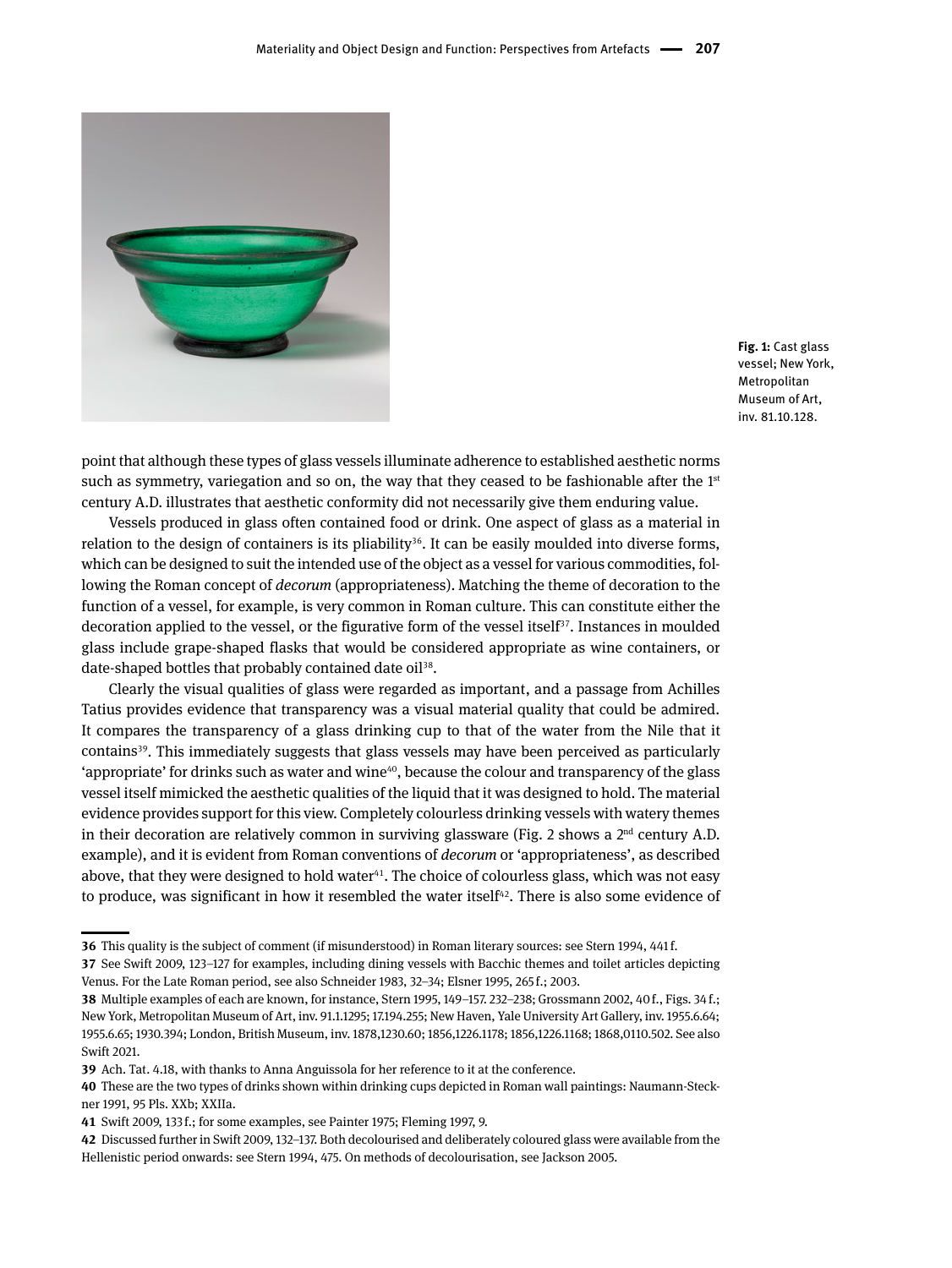Fig. 1: Cast glass vessel; New York, Metropolitan Museum of Art, inv. 81.10.128.

point that although these types of glass vessels illuminate adherence to established aesthetic norms such as symmetry, variegation and so on, the way that they ceased to be fashionable after the 1st century A.D. illustrates that aesthetic conformity did not necessarily give them enduring value.

Vessels produced in glass often contained food or drink. One aspect of glass as a material in relation to the design of containers is its pliability[36]. It can be easily moulded into diverse forms, which can be designed to suit the intended use of the object as a vessel for various commodities, following the Roman concept of *decorum* (appropriateness). Matching the theme of decoration to the function of a vessel, for example, is very common in Roman culture. This can constitute either the decoration applied to the vessel, or the figurative form of the vessel itself[37]. Instances in moulded glass include grape-shaped flasks that would be considered appropriate as wine containers, or date-shaped bottles that probably contained date oil[38].

Clearly the visual qualities of glass were regarded as important, and a passage from Achilles Tatius provides evidence that transparency was a visual material quality that could be admired. It compares the transparency of a glass drinking cup to that of the water from the Nile that it contains[39]. This immediately suggests that glass vessels may have been perceived as particularly 'appropriate' for drinks such as water and wine[40], because the colour and transparency of the glass vessel itself mimicked the aesthetic qualities of the liquid that it was designed to hold. The material evidence provides support for this view. Completely colourless drinking vessels with watery themes in their decoration are relatively common in surviving glassware (Fig. 2 shows a 2nd century A.D. example), and it is evident from Roman conventions of *decorum* or 'appropriateness', as described above, that they were designed to hold water[41]. The choice of colourless glass, which was not easy to produce, was significant in how it resembled the water itself[42]. There is also some evidence of

---

**36** This quality is the subject of comment (if misunderstood) in Roman literary sources: see Stern 1994, 441 f.

**37** See Swift 2009, 123–127 for examples, including dining vessels with Bacchic themes and toilet articles depicting Venus. For the Late Roman period, see also Schneider 1983, 32–34; Elsner 1995, 265 f.; 2003.

**38** Multiple examples of each are known, for instance, Stern 1995, 149–157. 232–238; Grossmann 2002, 40 f., Figs. 34 f.; New York, Metropolitan Museum of Art, inv. 91.1.1295; 17.194.255; New Haven, Yale University Art Gallery, inv. 1955.6.64; 1955.6.65; 1930.394; London, British Museum, inv. 1878,1230.60; 1856,1226.1178; 1856,1226.1168; 1868,0110.502. See also Swift 2021.

**39** Ach. Tat. 4.18, with thanks to Anna Anguissola for her reference to it at the conference.

**40** These are the two types of drinks shown within drinking cups depicted in Roman wall paintings: Naumann-Steckner 1991, 95 Pls. XXb; XXIIa.

**41** Swift 2009, 133 f.; for some examples, see Painter 1975; Fleming 1997, 9.

**42** Discussed further in Swift 2009, 132–137. Both decolourised and deliberately coloured glass were available from the Hellenistic period onwards: see Stern 1994, 475. On methods of decolourisation, see Jackson 2005.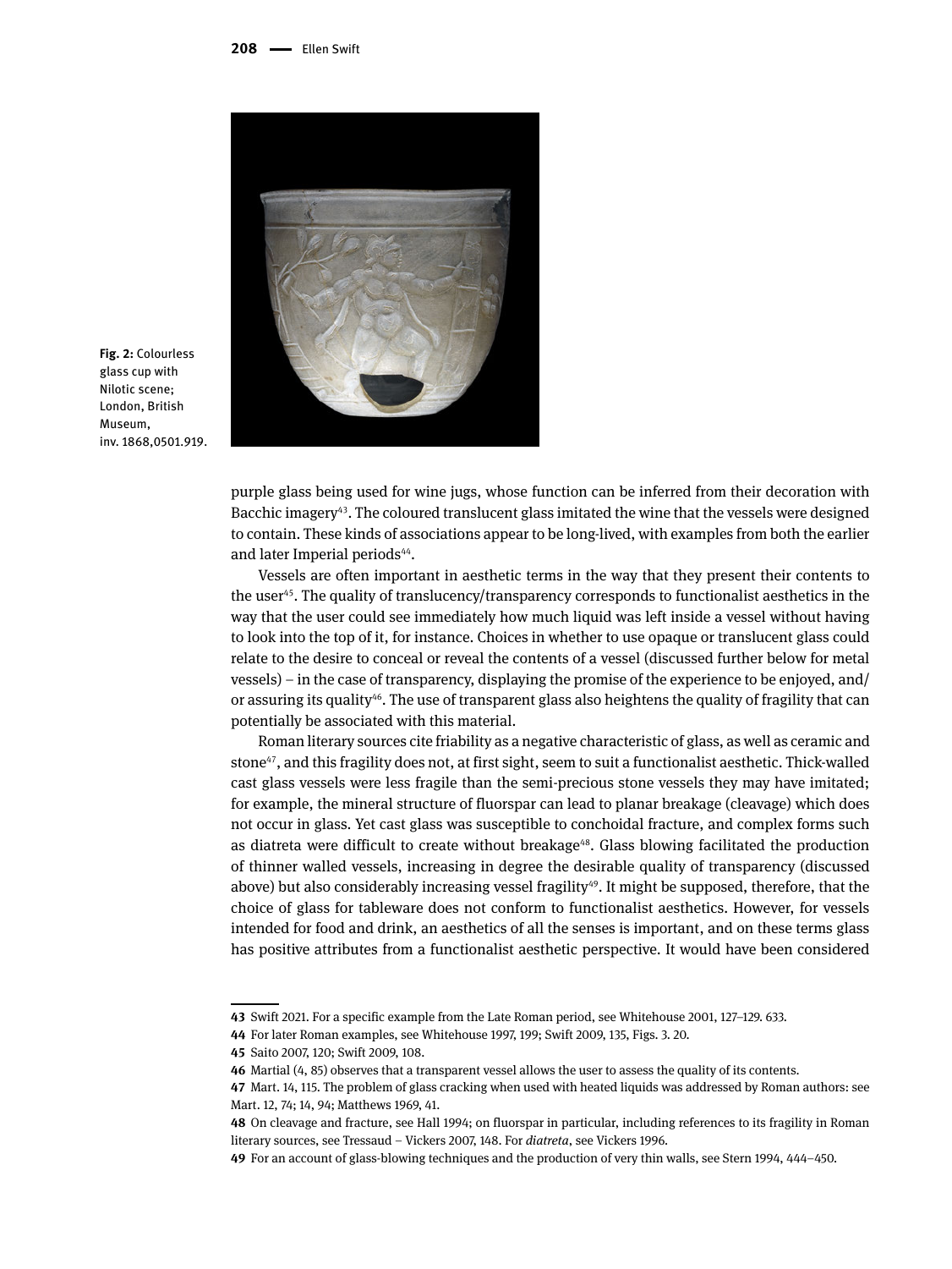**Fig. 2:** Colourless glass cup with Nilotic scene; London, British Museum, inv. 1868,0501.919.

purple glass being used for wine jugs, whose function can be inferred from their decoration with Bacchic imagery[43]. The coloured translucent glass imitated the wine that the vessels were designed to contain. These kinds of associations appear to be long-lived, with examples from both the earlier and later Imperial periods[44].

Vessels are often important in aesthetic terms in the way that they present their contents to the user[45]. The quality of translucency/transparency corresponds to functionalist aesthetics in the way that the user could see immediately how much liquid was left inside a vessel without having to look into the top of it, for instance. Choices in whether to use opaque or translucent glass could relate to the desire to conceal or reveal the contents of a vessel (discussed further below for metal vessels) – in the case of transparency, displaying the promise of the experience to be enjoyed, and/or assuring its quality[46]. The use of transparent glass also heightens the quality of fragility that can potentially be associated with this material.

Roman literary sources cite friability as a negative characteristic of glass, as well as ceramic and stone[47], and this fragility does not, at first sight, seem to suit a functionalist aesthetic. Thick-walled cast glass vessels were less fragile than the semi-precious stone vessels they may have imitated; for example, the mineral structure of fluorspar can lead to planar breakage (cleavage) which does not occur in glass. Yet cast glass was susceptible to conchoidal fracture, and complex forms such as diatreta were difficult to create without breakage[48]. Glass blowing facilitated the production of thinner walled vessels, increasing in degree the desirable quality of transparency (discussed above) but also considerably increasing vessel fragility[49]. It might be supposed, therefore, that the choice of glass for tableware does not conform to functionalist aesthetics. However, for vessels intended for food and drink, an aesthetics of all the senses is important, and on these terms glass has positive attributes from a functionalist aesthetic perspective. It would have been considered

---

**43** Swift 2021. For a specific example from the Late Roman period, see Whitehouse 2001, 127–129. 633.

**44** For later Roman examples, see Whitehouse 1997, 199; Swift 2009, 135, Figs. 3. 20.

**45** Saito 2007, 120; Swift 2009, 108.

**46** Martial (4, 85) observes that a transparent vessel allows the user to assess the quality of its contents.

**47** Mart. 14, 115. The problem of glass cracking when used with heated liquids was addressed by Roman authors: see Mart. 12, 74; 14, 94; Matthews 1969, 41.

**48** On cleavage and fracture, see Hall 1994; on fluorspar in particular, including references to its fragility in Roman literary sources, see Tressaud – Vickers 2007, 148. For *diatreta*, see Vickers 1996.

**49** For an account of glass-blowing techniques and the production of very thin walls, see Stern 1994, 444–450.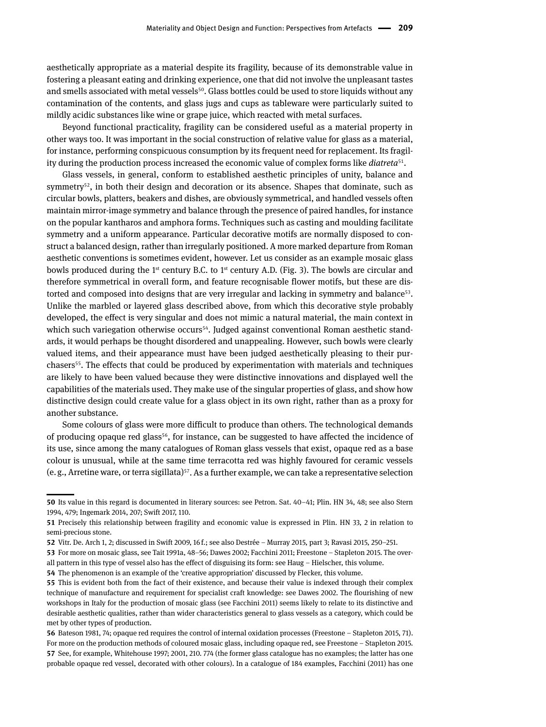aesthetically appropriate as a material despite its fragility, because of its demonstrable value in fostering a pleasant eating and drinking experience, one that did not involve the unpleasant tastes and smells associated with metal vessels[50]. Glass bottles could be used to store liquids without any contamination of the contents, and glass jugs and cups as tableware were particularly suited to mildly acidic substances like wine or grape juice, which reacted with metal surfaces.

Beyond functional practicality, fragility can be considered useful as a material property in other ways too. It was important in the social construction of relative value for glass as a material, for instance, performing conspicuous consumption by its frequent need for replacement. Its fragility during the production process increased the economic value of complex forms like *diatreta*[51].

Glass vessels, in general, conform to established aesthetic principles of unity, balance and symmetry[52], in both their design and decoration or its absence. Shapes that dominate, such as circular bowls, platters, beakers and dishes, are obviously symmetrical, and handled vessels often maintain mirror-image symmetry and balance through the presence of paired handles, for instance on the popular kantharos and amphora forms. Techniques such as casting and moulding facilitate symmetry and a uniform appearance. Particular decorative motifs are normally disposed to construct a balanced design, rather than irregularly positioned. A more marked departure from Roman aesthetic conventions is sometimes evident, however. Let us consider as an example mosaic glass bowls produced during the 1st century B.C. to 1st century A.D. (Fig. 3). The bowls are circular and therefore symmetrical in overall form, and feature recognisable flower motifs, but these are distorted and composed into designs that are very irregular and lacking in symmetry and balance[53]. Unlike the marbled or layered glass described above, from which this decorative style probably developed, the effect is very singular and does not mimic a natural material, the main context in which such variegation otherwise occurs[54]. Judged against conventional Roman aesthetic standards, it would perhaps be thought disordered and unappealing. However, such bowls were clearly valued items, and their appearance must have been judged aesthetically pleasing to their purchasers[55]. The effects that could be produced by experimentation with materials and techniques are likely to have been valued because they were distinctive innovations and displayed well the capabilities of the materials used. They make use of the singular properties of glass, and show how distinctive design could create value for a glass object in its own right, rather than as a proxy for another substance.

Some colours of glass were more difficult to produce than others. The technological demands of producing opaque red glass[56], for instance, can be suggested to have affected the incidence of its use, since among the many catalogues of Roman glass vessels that exist, opaque red as a base colour is unusual, while at the same time terracotta red was highly favoured for ceramic vessels (e. g., Arretine ware, or terra sigillata)[57]. As a further example, we can take a representative selection

---

**50** Its value in this regard is documented in literary sources: see Petron. Sat. 40–41; Plin. HN 34, 48; see also Stern 1994, 479; Ingemark 2014, 207; Swift 2017, 110.

**51** Precisely this relationship between fragility and economic value is expressed in Plin. HN 33, 2 in relation to semi-precious stone.

**52** Vitr. De. Arch 1, 2; discussed in Swift 2009, 16 f.; see also Destrée – Murray 2015, part 3; Ravasi 2015, 250–251.

**53** For more on mosaic glass, see Tait 1991a, 48–56; Dawes 2002; Facchini 2011; Freestone – Stapleton 2015. The overall pattern in this type of vessel also has the effect of disguising its form: see Haug – Hielscher, this volume.

**54** The phenomenon is an example of the 'creative appropriation' discussed by Flecker, this volume.

**55** This is evident both from the fact of their existence, and because their value is indexed through their complex technique of manufacture and requirement for specialist craft knowledge: see Dawes 2002. The flourishing of new workshops in Italy for the production of mosaic glass (see Facchini 2011) seems likely to relate to its distinctive and desirable aesthetic qualities, rather than wider characteristics general to glass vessels as a category, which could be met by other types of production.

**56** Bateson 1981, 74; opaque red requires the control of internal oxidation processes (Freestone – Stapleton 2015, 71). For more on the production methods of coloured mosaic glass, including opaque red, see Freestone – Stapleton 2015.

**57** See, for example, Whitehouse 1997; 2001, 210. 774 (the former glass catalogue has no examples; the latter has one probable opaque red vessel, decorated with other colours). In a catalogue of 184 examples, Facchini (2011) has one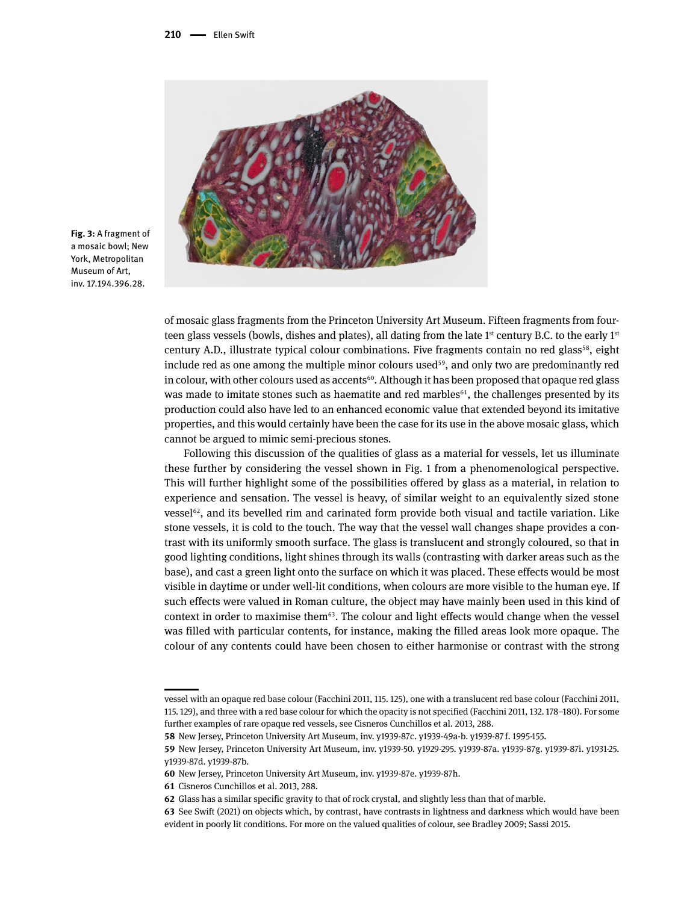**Fig. 3:** A fragment of a mosaic bowl; New York, Metropolitan Museum of Art, inv. 17.194.396.28.

of mosaic glass fragments from the Princeton University Art Museum. Fifteen fragments from fourteen glass vessels (bowls, dishes and plates), all dating from the late 1st century B.C. to the early 1st century A.D., illustrate typical colour combinations. Five fragments contain no red glass[58], eight include red as one among the multiple minor colours used[59], and only two are predominantly red in colour, with other colours used as accents[60]. Although it has been proposed that opaque red glass was made to imitate stones such as haematite and red marbles[61], the challenges presented by its production could also have led to an enhanced economic value that extended beyond its imitative properties, and this would certainly have been the case for its use in the above mosaic glass, which cannot be argued to mimic semi-precious stones.

Following this discussion of the qualities of glass as a material for vessels, let us illuminate these further by considering the vessel shown in Fig. 1 from a phenomenological perspective. This will further highlight some of the possibilities offered by glass as a material, in relation to experience and sensation. The vessel is heavy, of similar weight to an equivalently sized stone vessel[62], and its bevelled rim and carinated form provide both visual and tactile variation. Like stone vessels, it is cold to the touch. The way that the vessel wall changes shape provides a contrast with its uniformly smooth surface. The glass is translucent and strongly coloured, so that in good lighting conditions, light shines through its walls (contrasting with darker areas such as the base), and cast a green light onto the surface on which it was placed. These effects would be most visible in daytime or under well-lit conditions, when colours are more visible to the human eye. If such effects were valued in Roman culture, the object may have mainly been used in this kind of context in order to maximise them[63]. The colour and light effects would change when the vessel was filled with particular contents, for instance, making the filled areas look more opaque. The colour of any contents could have been chosen to either harmonise or contrast with the strong

---

vessel with an opaque red base colour (Facchini 2011, 115. 125), one with a translucent red base colour (Facchini 2011, 115. 129), and three with a red base colour for which the opacity is not specified (Facchini 2011, 132. 178–180). For some further examples of rare opaque red vessels, see Cisneros Cunchillos et al. 2013, 288.

58 New Jersey, Princeton University Art Museum, inv. y1939-87c. y1939-49a-b. y1939-87 f. 1995-155.

59 New Jersey, Princeton University Art Museum, inv. y1939-50. y1929-295. y1939-87a. y1939-87g. y1939-87i. y1931-25. y1939-87d. y1939-87b.

60 New Jersey, Princeton University Art Museum, inv. y1939-87e. y1939-87h.

61 Cisneros Cunchillos et al. 2013, 288.

62 Glass has a similar specific gravity to that of rock crystal, and slightly less than that of marble.

63 See Swift (2021) on objects which, by contrast, have contrasts in lightness and darkness which would have been evident in poorly lit conditions. For more on the valued qualities of colour, see Bradley 2009; Sassi 2015.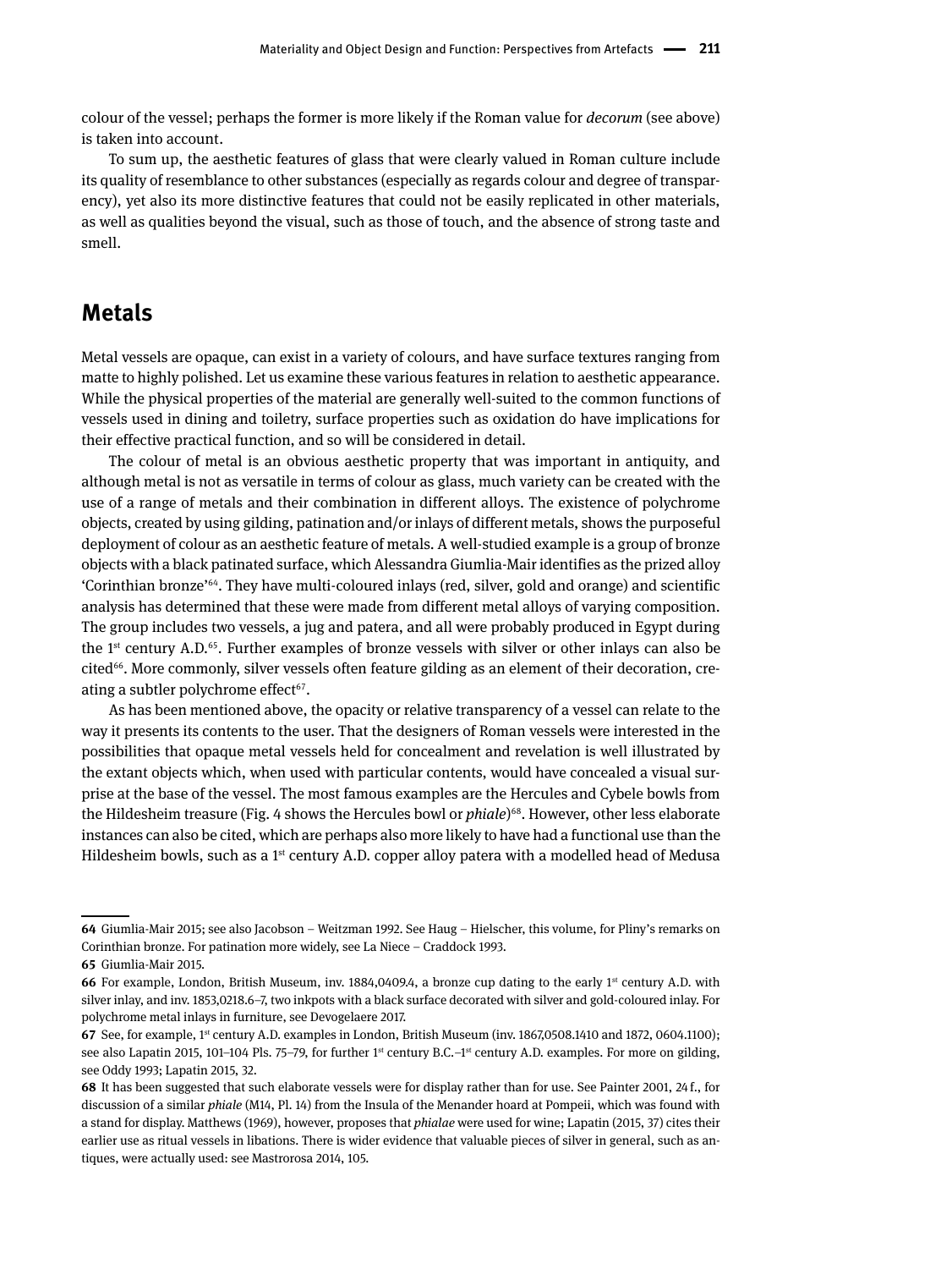colour of the vessel; perhaps the former is more likely if the Roman value for *decorum* (see above) is taken into account.

To sum up, the aesthetic features of glass that were clearly valued in Roman culture include its quality of resemblance to other substances (especially as regards colour and degree of transparency), yet also its more distinctive features that could not be easily replicated in other materials, as well as qualities beyond the visual, such as those of touch, and the absence of strong taste and smell.

## Metals

Metal vessels are opaque, can exist in a variety of colours, and have surface textures ranging from matte to highly polished. Let us examine these various features in relation to aesthetic appearance. While the physical properties of the material are generally well-suited to the common functions of vessels used in dining and toiletry, surface properties such as oxidation do have implications for their effective practical function, and so will be considered in detail.

The colour of metal is an obvious aesthetic property that was important in antiquity, and although metal is not as versatile in terms of colour as glass, much variety can be created with the use of a range of metals and their combination in different alloys. The existence of polychrome objects, created by using gilding, patination and/or inlays of different metals, shows the purposeful deployment of colour as an aesthetic feature of metals. A well-studied example is a group of bronze objects with a black patinated surface, which Alessandra Giumlia-Mair identifies as the prized alloy 'Corinthian bronze'[64]. They have multi-coloured inlays (red, silver, gold and orange) and scientific analysis has determined that these were made from different metal alloys of varying composition. The group includes two vessels, a jug and patera, and all were probably produced in Egypt during the 1st century A.D.[65]. Further examples of bronze vessels with silver or other inlays can also be cited[66]. More commonly, silver vessels often feature gilding as an element of their decoration, creating a subtler polychrome effect[67].

As has been mentioned above, the opacity or relative transparency of a vessel can relate to the way it presents its contents to the user. That the designers of Roman vessels were interested in the possibilities that opaque metal vessels held for concealment and revelation is well illustrated by the extant objects which, when used with particular contents, would have concealed a visual surprise at the base of the vessel. The most famous examples are the Hercules and Cybele bowls from the Hildesheim treasure (Fig. 4 shows the Hercules bowl or *phiale*)[68]. However, other less elaborate instances can also be cited, which are perhaps also more likely to have had a functional use than the Hildesheim bowls, such as a 1st century A.D. copper alloy patera with a modelled head of Medusa

---

**64** Giumlia-Mair 2015; see also Jacobson – Weitzman 1992. See Haug – Hielscher, this volume, for Pliny's remarks on Corinthian bronze. For patination more widely, see La Niece – Craddock 1993.

**65** Giumlia-Mair 2015.

**66** For example, London, British Museum, inv. 1884,0409.4, a bronze cup dating to the early 1st century A.D. with silver inlay, and inv. 1853,0218.6–7, two inkpots with a black surface decorated with silver and gold-coloured inlay. For polychrome metal inlays in furniture, see Devogelaere 2017.

**67** See, for example, 1st century A.D. examples in London, British Museum (inv. 1867,0508.1410 and 1872, 0604.1100); see also Lapatin 2015, 101–104 Pls. 75–79, for further 1st century B.C.–1st century A.D. examples. For more on gilding, see Oddy 1993; Lapatin 2015, 32.

**68** It has been suggested that such elaborate vessels were for display rather than for use. See Painter 2001, 24 f., for discussion of a similar *phiale* (M14, Pl. 14) from the Insula of the Menander hoard at Pompeii, which was found with a stand for display. Matthews (1969), however, proposes that *phialae* were used for wine; Lapatin (2015, 37) cites their earlier use as ritual vessels in libations. There is wider evidence that valuable pieces of silver in general, such as antiques, were actually used: see Mastrorosa 2014, 105.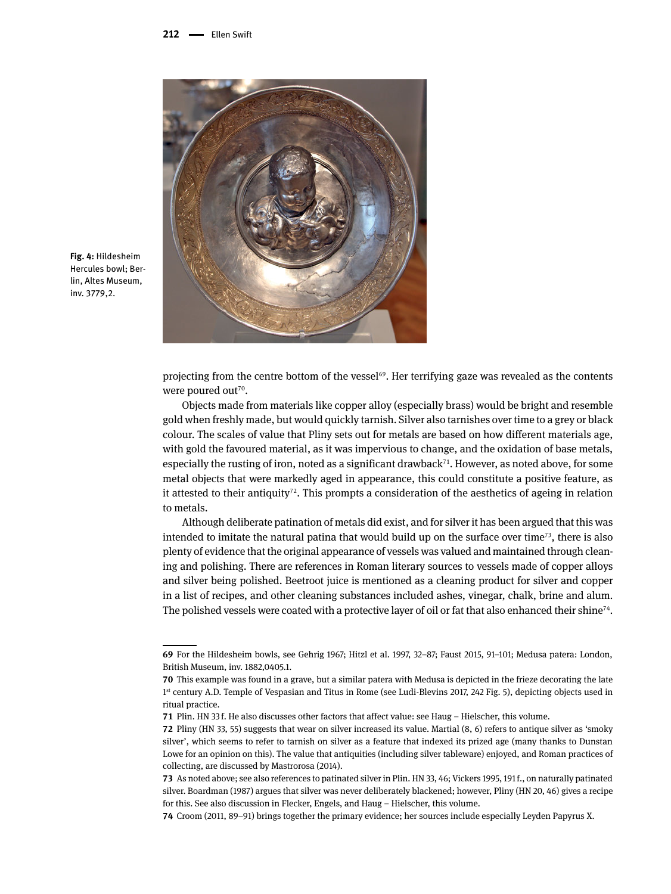**Fig. 4:** Hildesheim Hercules bowl; Berlin, Altes Museum, inv. 3779,2.

projecting from the centre bottom of the vessel[69]. Her terrifying gaze was revealed as the contents were poured out[70].

Objects made from materials like copper alloy (especially brass) would be bright and resemble gold when freshly made, but would quickly tarnish. Silver also tarnishes over time to a grey or black colour. The scales of value that Pliny sets out for metals are based on how different materials age, with gold the favoured material, as it was impervious to change, and the oxidation of base metals, especially the rusting of iron, noted as a significant drawback[71]. However, as noted above, for some metal objects that were markedly aged in appearance, this could constitute a positive feature, as it attested to their antiquity[72]. This prompts a consideration of the aesthetics of ageing in relation to metals.

Although deliberate patination of metals did exist, and for silver it has been argued that this was intended to imitate the natural patina that would build up on the surface over time[73], there is also plenty of evidence that the original appearance of vessels was valued and maintained through cleaning and polishing. There are references in Roman literary sources to vessels made of copper alloys and silver being polished. Beetroot juice is mentioned as a cleaning product for silver and copper in a list of recipes, and other cleaning substances included ashes, vinegar, chalk, brine and alum. The polished vessels were coated with a protective layer of oil or fat that also enhanced their shine[74].

---

**69** For the Hildesheim bowls, see Gehrig 1967; Hitzl et al. 1997, 32–87; Faust 2015, 91–101; Medusa patera: London, British Museum, inv. 1882,0405.1.

**70** This example was found in a grave, but a similar patera with Medusa is depicted in the frieze decorating the late 1st century A.D. Temple of Vespasian and Titus in Rome (see Ludi-Blevins 2017, 242 Fig. 5), depicting objects used in ritual practice.

**71** Plin. HN 33 f. He also discusses other factors that affect value: see Haug – Hielscher, this volume.

**72** Pliny (HN 33, 55) suggests that wear on silver increased its value. Martial (8, 6) refers to antique silver as 'smoky silver', which seems to refer to tarnish on silver as a feature that indexed its prized age (many thanks to Dunstan Lowe for an opinion on this). The value that antiquities (including silver tableware) enjoyed, and Roman practices of collecting, are discussed by Mastrorosa (2014).

**73** As noted above; see also references to patinated silver in Plin. HN 33, 46; Vickers 1995, 191 f., on naturally patinated silver. Boardman (1987) argues that silver was never deliberately blackened; however, Pliny (HN 20, 46) gives a recipe for this. See also discussion in Flecker, Engels, and Haug – Hielscher, this volume.

**74** Croom (2011, 89–91) brings together the primary evidence; her sources include especially Leyden Papyrus X.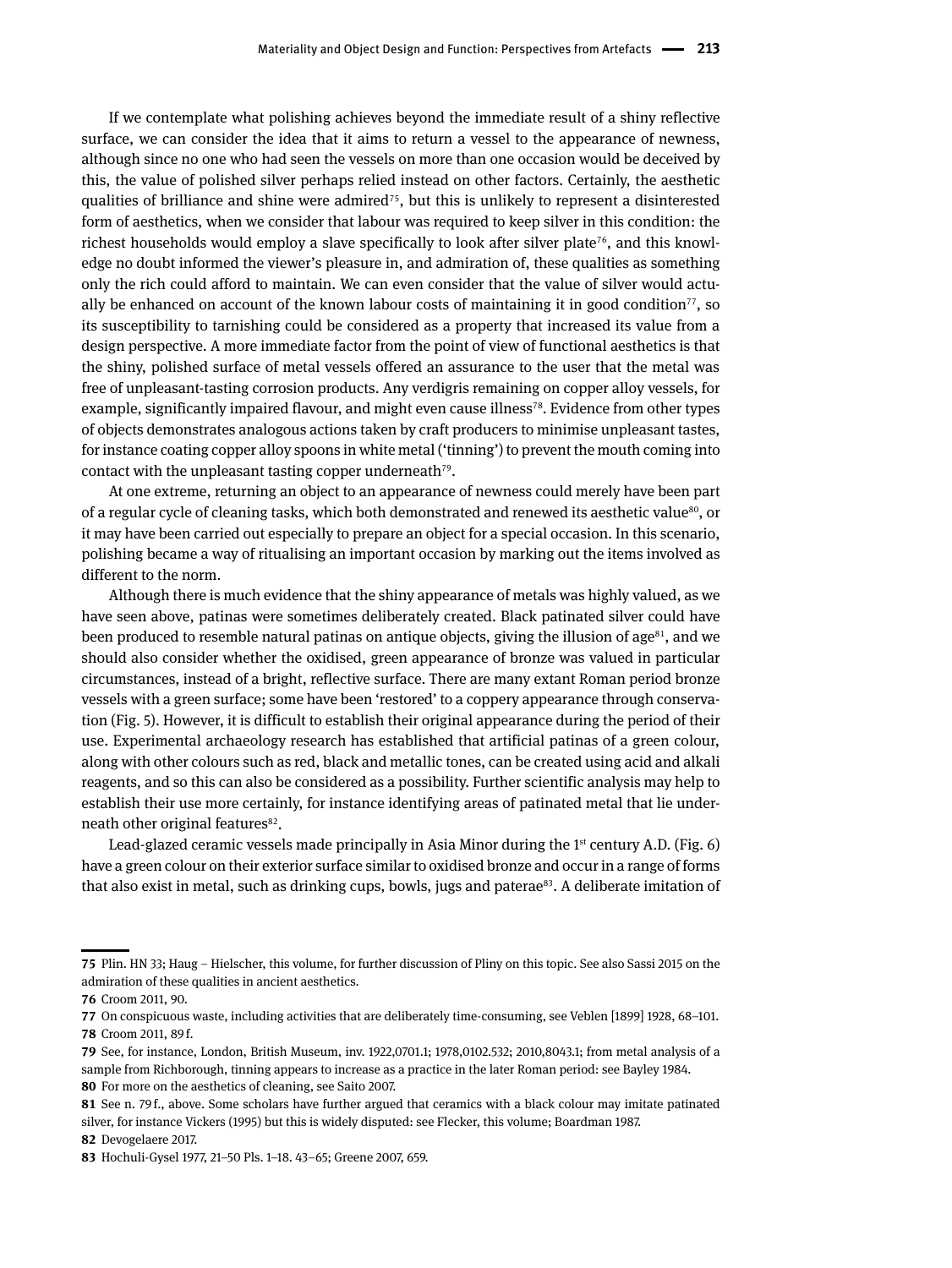If we contemplate what polishing achieves beyond the immediate result of a shiny reflective surface, we can consider the idea that it aims to return a vessel to the appearance of newness, although since no one who had seen the vessels on more than one occasion would be deceived by this, the value of polished silver perhaps relied instead on other factors. Certainly, the aesthetic qualities of brilliance and shine were admired[75], but this is unlikely to represent a disinterested form of aesthetics, when we consider that labour was required to keep silver in this condition: the richest households would employ a slave specifically to look after silver plate[76], and this knowledge no doubt informed the viewer's pleasure in, and admiration of, these qualities as something only the rich could afford to maintain. We can even consider that the value of silver would actually be enhanced on account of the known labour costs of maintaining it in good condition[77], so its susceptibility to tarnishing could be considered as a property that increased its value from a design perspective. A more immediate factor from the point of view of functional aesthetics is that the shiny, polished surface of metal vessels offered an assurance to the user that the metal was free of unpleasant-tasting corrosion products. Any verdigris remaining on copper alloy vessels, for example, significantly impaired flavour, and might even cause illness[78]. Evidence from other types of objects demonstrates analogous actions taken by craft producers to minimise unpleasant tastes, for instance coating copper alloy spoons in white metal ('tinning') to prevent the mouth coming into contact with the unpleasant tasting copper underneath[79].

At one extreme, returning an object to an appearance of newness could merely have been part of a regular cycle of cleaning tasks, which both demonstrated and renewed its aesthetic value[80], or it may have been carried out especially to prepare an object for a special occasion. In this scenario, polishing became a way of ritualising an important occasion by marking out the items involved as different to the norm.

Although there is much evidence that the shiny appearance of metals was highly valued, as we have seen above, patinas were sometimes deliberately created. Black patinated silver could have been produced to resemble natural patinas on antique objects, giving the illusion of age[81], and we should also consider whether the oxidised, green appearance of bronze was valued in particular circumstances, instead of a bright, reflective surface. There are many extant Roman period bronze vessels with a green surface; some have been 'restored' to a coppery appearance through conservation (Fig. 5). However, it is difficult to establish their original appearance during the period of their use. Experimental archaeology research has established that artificial patinas of a green colour, along with other colours such as red, black and metallic tones, can be created using acid and alkali reagents, and so this can also be considered as a possibility. Further scientific analysis may help to establish their use more certainly, for instance identifying areas of patinated metal that lie underneath other original features[82].

Lead-glazed ceramic vessels made principally in Asia Minor during the 1st century A.D. (Fig. 6) have a green colour on their exterior surface similar to oxidised bronze and occur in a range of forms that also exist in metal, such as drinking cups, bowls, jugs and paterae[83]. A deliberate imitation of

---

**75** Plin. HN 33; Haug – Hielscher, this volume, for further discussion of Pliny on this topic. See also Sassi 2015 on the admiration of these qualities in ancient aesthetics.

**76** Croom 2011, 90.

**77** On conspicuous waste, including activities that are deliberately time-consuming, see Veblen [1899] 1928, 68–101.

**78** Croom 2011, 89 f.

**79** See, for instance, London, British Museum, inv. 1922,0701.1; 1978,0102.532; 2010,8043.1; from metal analysis of a sample from Richborough, tinning appears to increase as a practice in the later Roman period: see Bayley 1984.

**80** For more on the aesthetics of cleaning, see Saito 2007.

**81** See n. 79 f., above. Some scholars have further argued that ceramics with a black colour may imitate patinated silver, for instance Vickers (1995) but this is widely disputed: see Flecker, this volume; Boardman 1987.

**82** Devogelaere 2017.

**83** Hochuli-Gysel 1977, 21–50 Pls. 1–18. 43–65; Greene 2007, 659.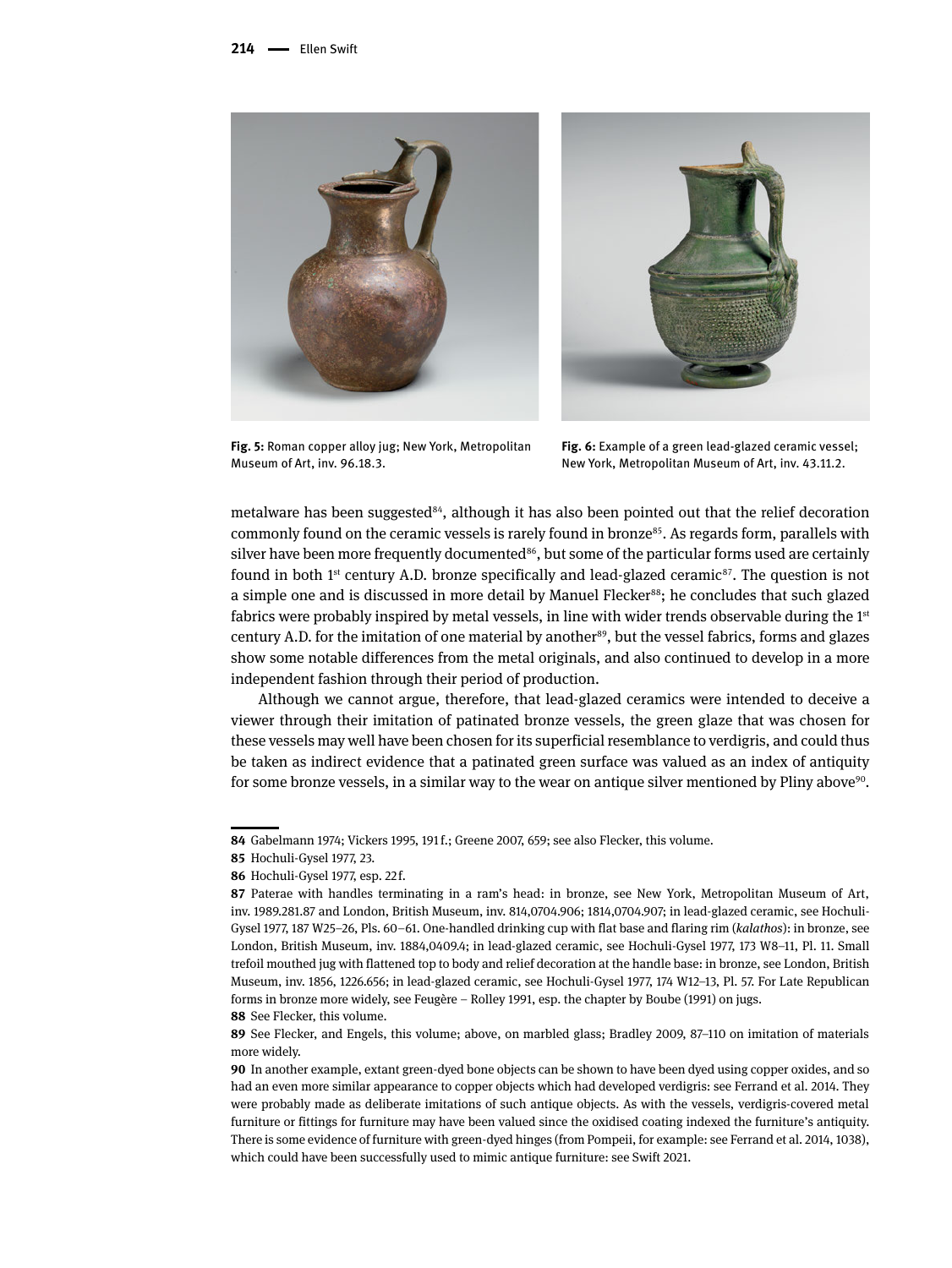Fig. 5: Roman copper alloy jug; New York, Metropolitan Museum of Art, inv. 96.18.3.

Fig. 6: Example of a green lead-glazed ceramic vessel; New York, Metropolitan Museum of Art, inv. 43.11.2.

metalware has been suggested[84], although it has also been pointed out that the relief decoration commonly found on the ceramic vessels is rarely found in bronze[85]. As regards form, parallels with silver have been more frequently documented[86], but some of the particular forms used are certainly found in both 1st century A.D. bronze specifically and lead-glazed ceramic[87]. The question is not a simple one and is discussed in more detail by Manuel Flecker[88]; he concludes that such glazed fabrics were probably inspired by metal vessels, in line with wider trends observable during the 1st century A.D. for the imitation of one material by another[89], but the vessel fabrics, forms and glazes show some notable differences from the metal originals, and also continued to develop in a more independent fashion through their period of production.

Although we cannot argue, therefore, that lead-glazed ceramics were intended to deceive a viewer through their imitation of patinated bronze vessels, the green glaze that was chosen for these vessels may well have been chosen for its superficial resemblance to verdigris, and could thus be taken as indirect evidence that a patinated green surface was valued as an index of antiquity for some bronze vessels, in a similar way to the wear on antique silver mentioned by Pliny above[90].

---

**84** Gabelmann 1974; Vickers 1995, 191 f.; Greene 2007, 659; see also Flecker, this volume.

**85** Hochuli-Gysel 1977, 23.

**86** Hochuli-Gysel 1977, esp. 22 f.

**87** Paterae with handles terminating in a ram's head: in bronze, see New York, Metropolitan Museum of Art, inv. 1989.281.87 and London, British Museum, inv. 814,0704.906; 1814,0704.907; in lead-glazed ceramic, see Hochuli-Gysel 1977, 187 W25–26, Pls. 60–61. One-handled drinking cup with flat base and flaring rim (*kalathos*): in bronze, see London, British Museum, inv. 1884,0409.4; in lead-glazed ceramic, see Hochuli-Gysel 1977, 173 W8–11, Pl. 11. Small trefoil mouthed jug with flattened top to body and relief decoration at the handle base: in bronze, see London, British Museum, inv. 1856, 1226.656; in lead-glazed ceramic, see Hochuli-Gysel 1977, 174 W12–13, Pl. 57. For Late Republican forms in bronze more widely, see Feugère – Rolley 1991, esp. the chapter by Boube (1991) on jugs.

**88** See Flecker, this volume.

**89** See Flecker, and Engels, this volume; above, on marbled glass; Bradley 2009, 87–110 on imitation of materials more widely.

**90** In another example, extant green-dyed bone objects can be shown to have been dyed using copper oxides, and so had an even more similar appearance to copper objects which had developed verdigris: see Ferrand et al. 2014. They were probably made as deliberate imitations of such antique objects. As with the vessels, verdigris-covered metal furniture or fittings for furniture may have been valued since the oxidised coating indexed the furniture's antiquity. There is some evidence of furniture with green-dyed hinges (from Pompeii, for example: see Ferrand et al. 2014, 1038), which could have been successfully used to mimic antique furniture: see Swift 2021.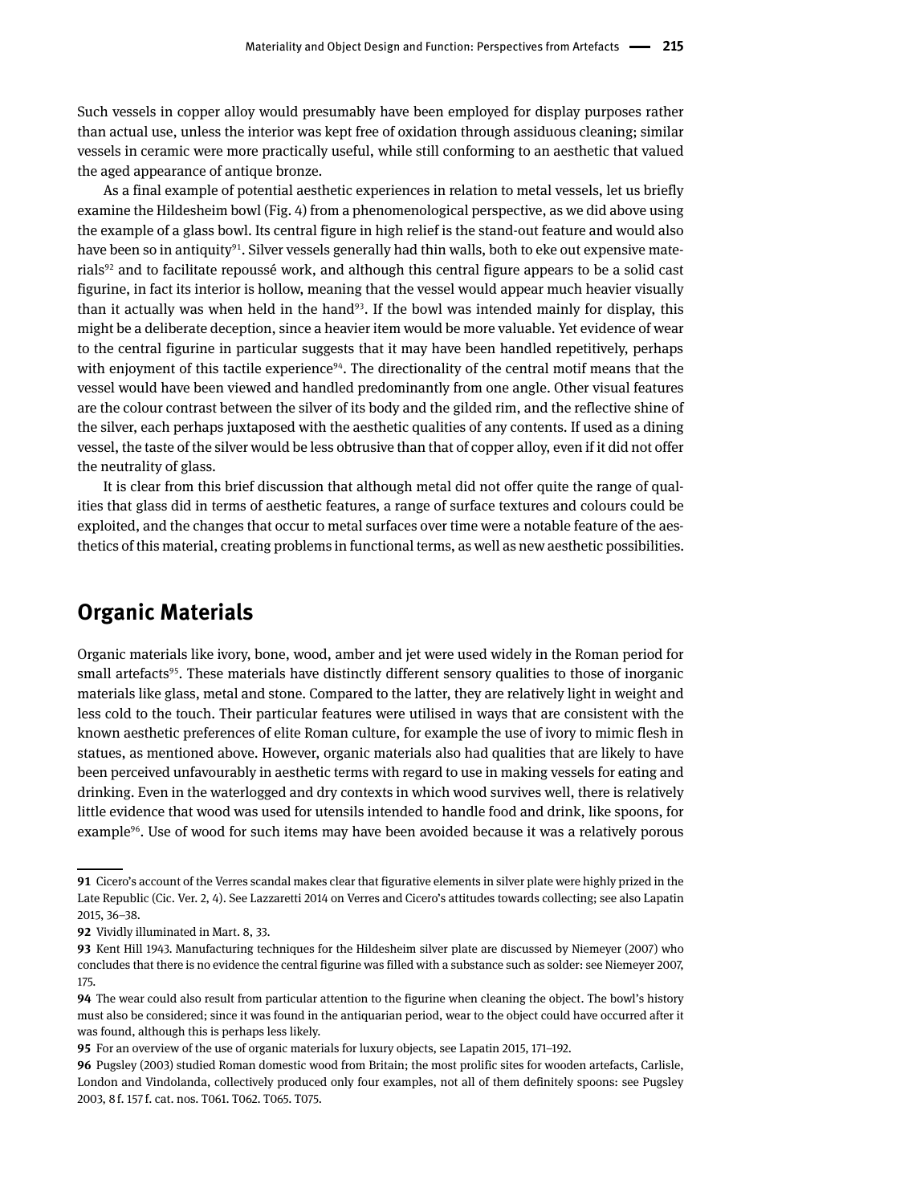Such vessels in copper alloy would presumably have been employed for display purposes rather than actual use, unless the interior was kept free of oxidation through assiduous cleaning; similar vessels in ceramic were more practically useful, while still conforming to an aesthetic that valued the aged appearance of antique bronze.

As a final example of potential aesthetic experiences in relation to metal vessels, let us briefly examine the Hildesheim bowl (Fig. 4) from a phenomenological perspective, as we did above using the example of a glass bowl. Its central figure in high relief is the stand-out feature and would also have been so in antiquity[91]. Silver vessels generally had thin walls, both to eke out expensive materials[92] and to facilitate repoussé work, and although this central figure appears to be a solid cast figurine, in fact its interior is hollow, meaning that the vessel would appear much heavier visually than it actually was when held in the hand[93]. If the bowl was intended mainly for display, this might be a deliberate deception, since a heavier item would be more valuable. Yet evidence of wear to the central figurine in particular suggests that it may have been handled repetitively, perhaps with enjoyment of this tactile experience[94]. The directionality of the central motif means that the vessel would have been viewed and handled predominantly from one angle. Other visual features are the colour contrast between the silver of its body and the gilded rim, and the reflective shine of the silver, each perhaps juxtaposed with the aesthetic qualities of any contents. If used as a dining vessel, the taste of the silver would be less obtrusive than that of copper alloy, even if it did not offer the neutrality of glass.

It is clear from this brief discussion that although metal did not offer quite the range of qualities that glass did in terms of aesthetic features, a range of surface textures and colours could be exploited, and the changes that occur to metal surfaces over time were a notable feature of the aesthetics of this material, creating problems in functional terms, as well as new aesthetic possibilities.

## Organic Materials

Organic materials like ivory, bone, wood, amber and jet were used widely in the Roman period for small artefacts[95]. These materials have distinctly different sensory qualities to those of inorganic materials like glass, metal and stone. Compared to the latter, they are relatively light in weight and less cold to the touch. Their particular features were utilised in ways that are consistent with the known aesthetic preferences of elite Roman culture, for example the use of ivory to mimic flesh in statues, as mentioned above. However, organic materials also had qualities that are likely to have been perceived unfavourably in aesthetic terms with regard to use in making vessels for eating and drinking. Even in the waterlogged and dry contexts in which wood survives well, there is relatively little evidence that wood was used for utensils intended to handle food and drink, like spoons, for example[96]. Use of wood for such items may have been avoided because it was a relatively porous

---

**91** Cicero's account of the Verres scandal makes clear that figurative elements in silver plate were highly prized in the Late Republic (Cic. Ver. 2, 4). See Lazzaretti 2014 on Verres and Cicero's attitudes towards collecting; see also Lapatin 2015, 36–38.

**92** Vividly illuminated in Mart. 8, 33.

**93** Kent Hill 1943. Manufacturing techniques for the Hildesheim silver plate are discussed by Niemeyer (2007) who concludes that there is no evidence the central figurine was filled with a substance such as solder: see Niemeyer 2007, 175.

**94** The wear could also result from particular attention to the figurine when cleaning the object. The bowl's history must also be considered; since it was found in the antiquarian period, wear to the object could have occurred after it was found, although this is perhaps less likely.

**95** For an overview of the use of organic materials for luxury objects, see Lapatin 2015, 171–192.

**96** Pugsley (2003) studied Roman domestic wood from Britain; the most prolific sites for wooden artefacts, Carlisle, London and Vindolanda, collectively produced only four examples, not all of them definitely spoons: see Pugsley 2003, 8 f. 157 f. cat. nos. T061. T062. T065. T075.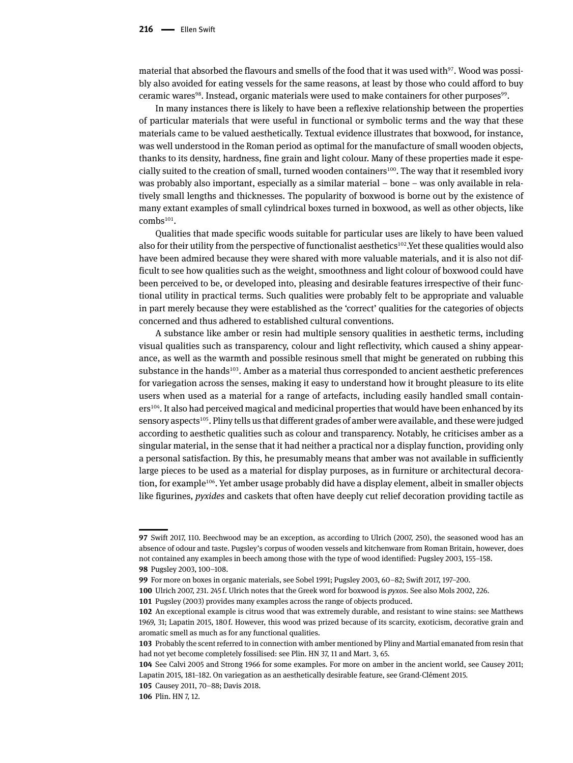material that absorbed the flavours and smells of the food that it was used with[97]. Wood was possibly also avoided for eating vessels for the same reasons, at least by those who could afford to buy ceramic wares[98]. Instead, organic materials were used to make containers for other purposes[99].

In many instances there is likely to have been a reflexive relationship between the properties of particular materials that were useful in functional or symbolic terms and the way that these materials came to be valued aesthetically. Textual evidence illustrates that boxwood, for instance, was well understood in the Roman period as optimal for the manufacture of small wooden objects, thanks to its density, hardness, fine grain and light colour. Many of these properties made it especially suited to the creation of small, turned wooden containers[100]. The way that it resembled ivory was probably also important, especially as a similar material – bone – was only available in relatively small lengths and thicknesses. The popularity of boxwood is borne out by the existence of many extant examples of small cylindrical boxes turned in boxwood, as well as other objects, like combs[101].

Qualities that made specific woods suitable for particular uses are likely to have been valued also for their utility from the perspective of functionalist aesthetics[102].Yet these qualities would also have been admired because they were shared with more valuable materials, and it is also not difficult to see how qualities such as the weight, smoothness and light colour of boxwood could have been perceived to be, or developed into, pleasing and desirable features irrespective of their functional utility in practical terms. Such qualities were probably felt to be appropriate and valuable in part merely because they were established as the 'correct' qualities for the categories of objects concerned and thus adhered to established cultural conventions.

A substance like amber or resin had multiple sensory qualities in aesthetic terms, including visual qualities such as transparency, colour and light reflectivity, which caused a shiny appearance, as well as the warmth and possible resinous smell that might be generated on rubbing this substance in the hands[103]. Amber as a material thus corresponded to ancient aesthetic preferences for variegation across the senses, making it easy to understand how it brought pleasure to its elite users when used as a material for a range of artefacts, including easily handled small containers[104]. It also had perceived magical and medicinal properties that would have been enhanced by its sensory aspects[105]. Pliny tells us that different grades of amber were available, and these were judged according to aesthetic qualities such as colour and transparency. Notably, he criticises amber as a singular material, in the sense that it had neither a practical nor a display function, providing only a personal satisfaction. By this, he presumably means that amber was not available in sufficiently large pieces to be used as a material for display purposes, as in furniture or architectural decoration, for example[106]. Yet amber usage probably did have a display element, albeit in smaller objects like figurines, *pyxides* and caskets that often have deeply cut relief decoration providing tactile as

---

**97** Swift 2017, 110. Beechwood may be an exception, as according to Ulrich (2007, 250), the seasoned wood has an absence of odour and taste. Pugsley's corpus of wooden vessels and kitchenware from Roman Britain, however, does not contained any examples in beech among those with the type of wood identified: Pugsley 2003, 155–158.

**98** Pugsley 2003, 100–108.

**99** For more on boxes in organic materials, see Sobel 1991; Pugsley 2003, 60–82; Swift 2017, 197–200.

**100** Ulrich 2007, 231. 245 f. Ulrich notes that the Greek word for boxwood is *pyxos*. See also Mols 2002, 226.

**101** Pugsley (2003) provides many examples across the range of objects produced.

**102** An exceptional example is citrus wood that was extremely durable, and resistant to wine stains: see Matthews 1969, 31; Lapatin 2015, 180 f. However, this wood was prized because of its scarcity, exoticism, decorative grain and aromatic smell as much as for any functional qualities.

**103** Probably the scent referred to in connection with amber mentioned by Pliny and Martial emanated from resin that had not yet become completely fossilised: see Plin. HN 37, 11 and Mart. 3, 65.

**104** See Calvi 2005 and Strong 1966 for some examples. For more on amber in the ancient world, see Causey 2011; Lapatin 2015, 181–182. On variegation as an aesthetically desirable feature, see Grand-Clément 2015.

**105** Causey 2011, 70–88; Davis 2018.

**106** Plin. HN 7, 12.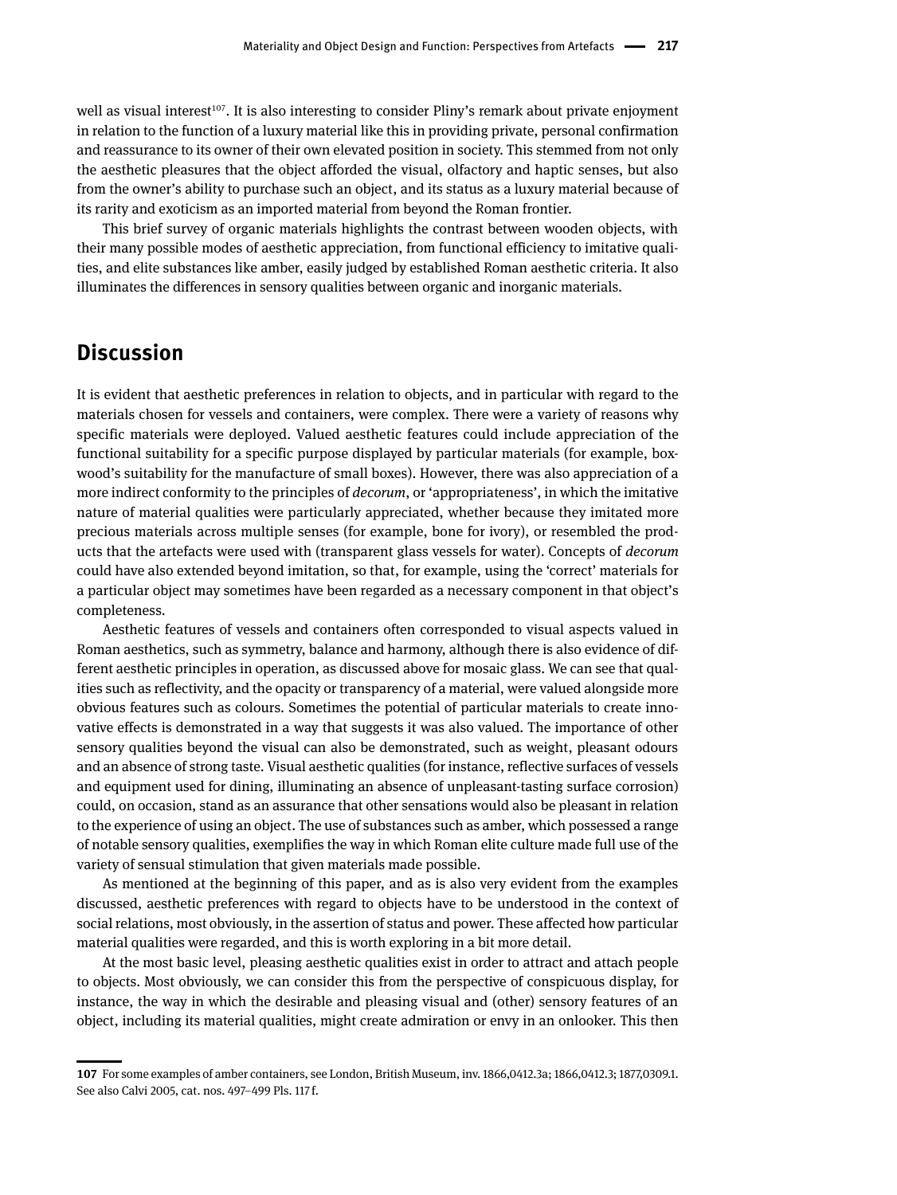well as visual interest[107]. It is also interesting to consider Pliny's remark about private enjoyment in relation to the function of a luxury material like this in providing private, personal confirmation and reassurance to its owner of their own elevated position in society. This stemmed from not only the aesthetic pleasures that the object afforded the visual, olfactory and haptic senses, but also from the owner's ability to purchase such an object, and its status as a luxury material because of its rarity and exoticism as an imported material from beyond the Roman frontier.

This brief survey of organic materials highlights the contrast between wooden objects, with their many possible modes of aesthetic appreciation, from functional efficiency to imitative qualities, and elite substances like amber, easily judged by established Roman aesthetic criteria. It also illuminates the differences in sensory qualities between organic and inorganic materials.

## Discussion

It is evident that aesthetic preferences in relation to objects, and in particular with regard to the materials chosen for vessels and containers, were complex. There were a variety of reasons why specific materials were deployed. Valued aesthetic features could include appreciation of the functional suitability for a specific purpose displayed by particular materials (for example, boxwood's suitability for the manufacture of small boxes). However, there was also appreciation of a more indirect conformity to the principles of *decorum*, or 'appropriateness', in which the imitative nature of material qualities were particularly appreciated, whether because they imitated more precious materials across multiple senses (for example, bone for ivory), or resembled the products that the artefacts were used with (transparent glass vessels for water). Concepts of *decorum* could have also extended beyond imitation, so that, for example, using the 'correct' materials for a particular object may sometimes have been regarded as a necessary component in that object's completeness.

Aesthetic features of vessels and containers often corresponded to visual aspects valued in Roman aesthetics, such as symmetry, balance and harmony, although there is also evidence of different aesthetic principles in operation, as discussed above for mosaic glass. We can see that qualities such as reflectivity, and the opacity or transparency of a material, were valued alongside more obvious features such as colours. Sometimes the potential of particular materials to create innovative effects is demonstrated in a way that suggests it was also valued. The importance of other sensory qualities beyond the visual can also be demonstrated, such as weight, pleasant odours and an absence of strong taste. Visual aesthetic qualities (for instance, reflective surfaces of vessels and equipment used for dining, illuminating an absence of unpleasant-tasting surface corrosion) could, on occasion, stand as an assurance that other sensations would also be pleasant in relation to the experience of using an object. The use of substances such as amber, which possessed a range of notable sensory qualities, exemplifies the way in which Roman elite culture made full use of the variety of sensual stimulation that given materials made possible.

As mentioned at the beginning of this paper, and as is also very evident from the examples discussed, aesthetic preferences with regard to objects have to be understood in the context of social relations, most obviously, in the assertion of status and power. These affected how particular material qualities were regarded, and this is worth exploring in a bit more detail.

At the most basic level, pleasing aesthetic qualities exist in order to attract and attach people to objects. Most obviously, we can consider this from the perspective of conspicuous display, for instance, the way in which the desirable and pleasing visual and (other) sensory features of an object, including its material qualities, might create admiration or envy in an onlooker. This then

---

**107** For some examples of amber containers, see London, British Museum, inv. 1866,0412.3a; 1866,0412.3; 1877,0309.1. See also Calvi 2005, cat. nos. 497–499 Pls. 117 f.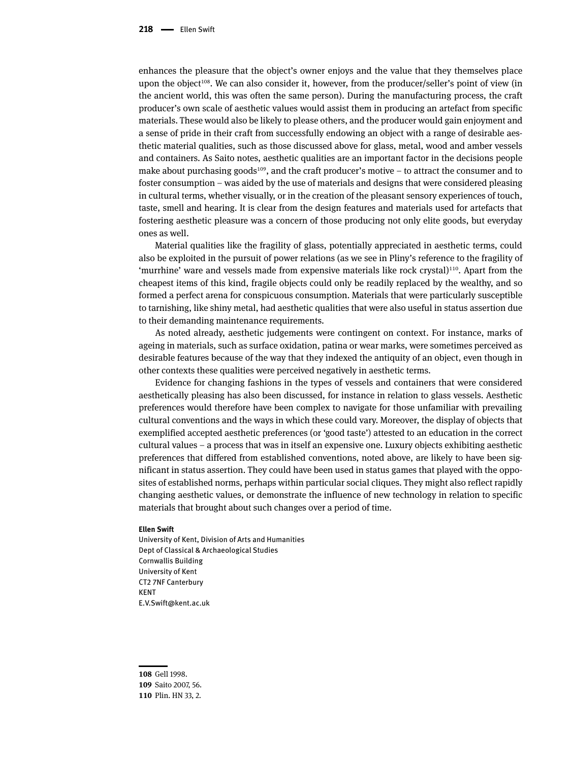enhances the pleasure that the object's owner enjoys and the value that they themselves place upon the object[108]. We can also consider it, however, from the producer/seller's point of view (in the ancient world, this was often the same person). During the manufacturing process, the craft producer's own scale of aesthetic values would assist them in producing an artefact from specific materials. These would also be likely to please others, and the producer would gain enjoyment and a sense of pride in their craft from successfully endowing an object with a range of desirable aesthetic material qualities, such as those discussed above for glass, metal, wood and amber vessels and containers. As Saito notes, aesthetic qualities are an important factor in the decisions people make about purchasing goods[109], and the craft producer's motive – to attract the consumer and to foster consumption – was aided by the use of materials and designs that were considered pleasing in cultural terms, whether visually, or in the creation of the pleasant sensory experiences of touch, taste, smell and hearing. It is clear from the design features and materials used for artefacts that fostering aesthetic pleasure was a concern of those producing not only elite goods, but everyday ones as well.

Material qualities like the fragility of glass, potentially appreciated in aesthetic terms, could also be exploited in the pursuit of power relations (as we see in Pliny's reference to the fragility of 'murrhine' ware and vessels made from expensive materials like rock crystal)[110]. Apart from the cheapest items of this kind, fragile objects could only be readily replaced by the wealthy, and so formed a perfect arena for conspicuous consumption. Materials that were particularly susceptible to tarnishing, like shiny metal, had aesthetic qualities that were also useful in status assertion due to their demanding maintenance requirements.

As noted already, aesthetic judgements were contingent on context. For instance, marks of ageing in materials, such as surface oxidation, patina or wear marks, were sometimes perceived as desirable features because of the way that they indexed the antiquity of an object, even though in other contexts these qualities were perceived negatively in aesthetic terms.

Evidence for changing fashions in the types of vessels and containers that were considered aesthetically pleasing has also been discussed, for instance in relation to glass vessels. Aesthetic preferences would therefore have been complex to navigate for those unfamiliar with prevailing cultural conventions and the ways in which these could vary. Moreover, the display of objects that exemplified accepted aesthetic preferences (or 'good taste') attested to an education in the correct cultural values – a process that was in itself an expensive one. Luxury objects exhibiting aesthetic preferences that differed from established conventions, noted above, are likely to have been significant in status assertion. They could have been used in status games that played with the opposites of established norms, perhaps within particular social cliques. They might also reflect rapidly changing aesthetic values, or demonstrate the influence of new technology in relation to specific materials that brought about such changes over a period of time.

**Ellen Swift**
University of Kent, Division of Arts and Humanities
Dept of Classical & Archaeological Studies
Cornwallis Building
University of Kent
CT2 7NF Canterbury
KENT
E.V.Swift@kent.ac.uk

---

**108** Gell 1998.
**109** Saito 2007, 56.
**110** Plin. HN 33, 2.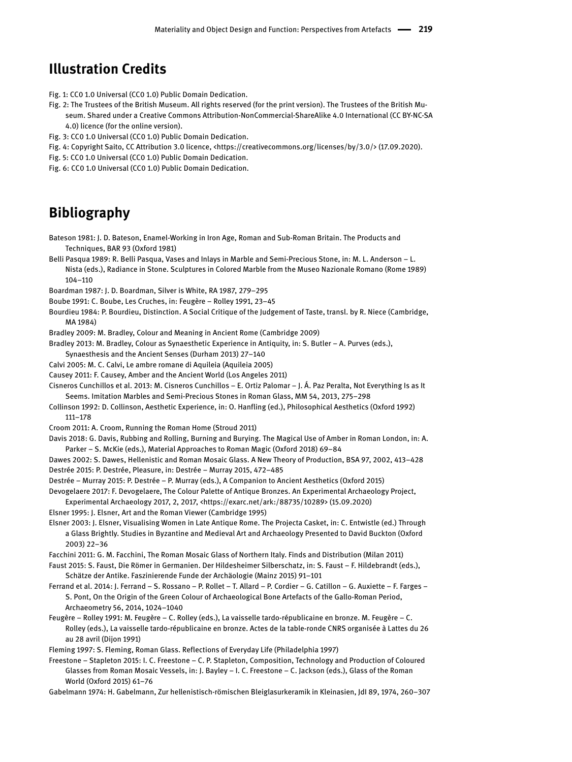## Illustration Credits

Fig. 1: CC0 1.0 Universal (CC0 1.0) Public Domain Dedication.

Fig. 2: The Trustees of the British Museum. All rights reserved (for the print version). The Trustees of the British Museum. Shared under a Creative Commons Attribution-NonCommercial-ShareAlike 4.0 International (CC BY-NC-SA 4.0) licence (for the online version).

Fig. 3: CC0 1.0 Universal (CC0 1.0) Public Domain Dedication.

Fig. 4: Copyright Saito, CC Attribution 3.0 licence, <https://creativecommons.org/licenses/by/3.0/> (17.09.2020).

Fig. 5: CC0 1.0 Universal (CC0 1.0) Public Domain Dedication.

Fig. 6: CC0 1.0 Universal (CC0 1.0) Public Domain Dedication.

## Bibliography

Bateson 1981: J. D. Bateson, Enamel-Working in Iron Age, Roman and Sub-Roman Britain. The Products and Techniques, BAR 93 (Oxford 1981)

Belli Pasqua 1989: R. Belli Pasqua, Vases and Inlays in Marble and Semi-Precious Stone, in: M. L. Anderson – L. Nista (eds.), Radiance in Stone. Sculptures in Colored Marble from the Museo Nazionale Romano (Rome 1989) 104–110

Boardman 1987: J. D. Boardman, Silver is White, RA 1987, 279–295

Boube 1991: C. Boube, Les Cruches, in: Feugère – Rolley 1991, 23–45

Bourdieu 1984: P. Bourdieu, Distinction. A Social Critique of the Judgement of Taste, transl. by R. Niece (Cambridge, MA 1984)

Bradley 2009: M. Bradley, Colour and Meaning in Ancient Rome (Cambridge 2009)

Bradley 2013: M. Bradley, Colour as Synaesthetic Experience in Antiquity, in: S. Butler – A. Purves (eds.), Synaesthesis and the Ancient Senses (Durham 2013) 27–140

Calvi 2005: M. C. Calvi, Le ambre romane di Aquileia (Aquileia 2005)

Causey 2011: F. Causey, Amber and the Ancient World (Los Angeles 2011)

Cisneros Cunchillos et al. 2013: M. Cisneros Cunchillos – E. Ortiz Palomar – J. Á. Paz Peralta, Not Everything Is as It Seems. Imitation Marbles and Semi-Precious Stones in Roman Glass, MM 54, 2013, 275–298

Collinson 1992: D. Collinson, Aesthetic Experience, in: O. Hanfling (ed.), Philosophical Aesthetics (Oxford 1992) 111–178

Croom 2011: A. Croom, Running the Roman Home (Stroud 2011)

Davis 2018: G. Davis, Rubbing and Rolling, Burning and Burying. The Magical Use of Amber in Roman London, in: A. Parker – S. McKie (eds.), Material Approaches to Roman Magic (Oxford 2018) 69–84

Dawes 2002: S. Dawes, Hellenistic and Roman Mosaic Glass. A New Theory of Production, BSA 97, 2002, 413–428

Destrée 2015: P. Destrée, Pleasure, in: Destrée – Murray 2015, 472–485

Destrée – Murray 2015: P. Destrée – P. Murray (eds.), A Companion to Ancient Aesthetics (Oxford 2015)

Devogelaere 2017: F. Devogelaere, The Colour Palette of Antique Bronzes. An Experimental Archaeology Project, Experimental Archaeology 2017, 2, 2017, <https://exarc.net/ark:/88735/10289> (15.09.2020)

Elsner 1995: J. Elsner, Art and the Roman Viewer (Cambridge 1995)

Elsner 2003: J. Elsner, Visualising Women in Late Antique Rome. The Projecta Casket, in: C. Entwistle (ed.) Through a Glass Brightly. Studies in Byzantine and Medieval Art and Archaeology Presented to David Buckton (Oxford 2003) 22–36

Facchini 2011: G. M. Facchini, The Roman Mosaic Glass of Northern Italy. Finds and Distribution (Milan 2011)

Faust 2015: S. Faust, Die Römer in Germanien. Der Hildesheimer Silberschatz, in: S. Faust – F. Hildebrandt (eds.), Schätze der Antike. Faszinierende Funde der Archäologie (Mainz 2015) 91–101

Ferrand et al. 2014: J. Ferrand – S. Rossano – P. Rollet – T. Allard – P. Cordier – G. Catillon – G. Auxiette – F. Farges – S. Pont, On the Origin of the Green Colour of Archaeological Bone Artefacts of the Gallo-Roman Period, Archaeometry 56, 2014, 1024–1040

Feugère – Rolley 1991: M. Feugère – C. Rolley (eds.), La vaisselle tardo-républicaine en bronze. M. Feugère – C. Rolley (eds.), La vaisselle tardo-républicaine en bronze. Actes de la table-ronde CNRS organisée à Lattes du 26 au 28 avril (Dijon 1991)

Fleming 1997: S. Fleming, Roman Glass. Reflections of Everyday Life (Philadelphia 1997)

Freestone – Stapleton 2015: I. C. Freestone – C. P. Stapleton, Composition, Technology and Production of Coloured Glasses from Roman Mosaic Vessels, in: J. Bayley – I. C. Freestone – C. Jackson (eds.), Glass of the Roman World (Oxford 2015) 61–76

Gabelmann 1974: H. Gabelmann, Zur hellenistisch-römischen Bleiglasurkeramik in Kleinasien, JdI 89, 1974, 260–307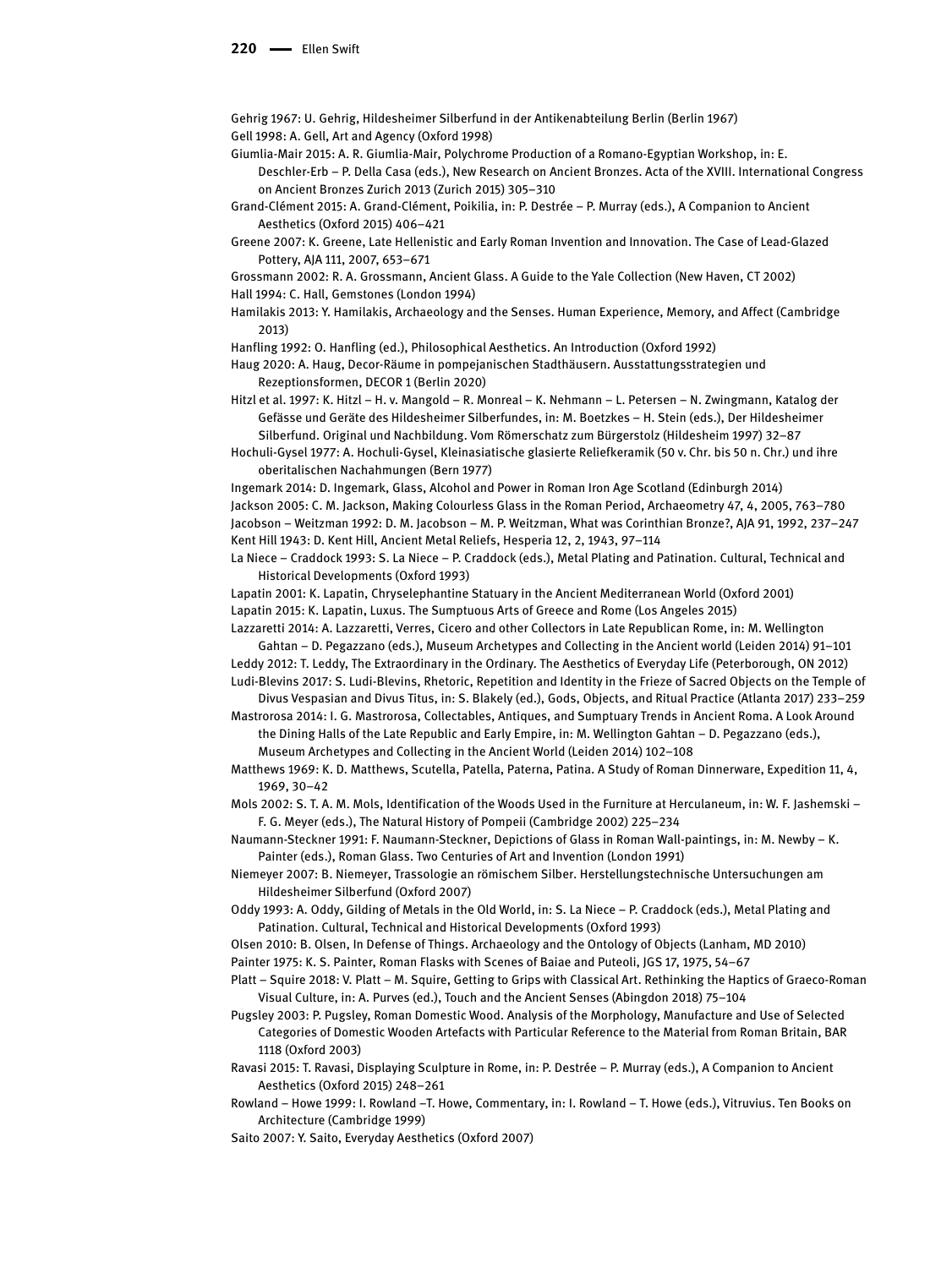Gehrig 1967: U. Gehrig, Hildesheimer Silberfund in der Antikenabteilung Berlin (Berlin 1967)

Gell 1998: A. Gell, Art and Agency (Oxford 1998)

Giumlia-Mair 2015: A. R. Giumlia-Mair, Polychrome Production of a Romano-Egyptian Workshop, in: E. Deschler-Erb – P. Della Casa (eds.), New Research on Ancient Bronzes. Acta of the XVIII. International Congress on Ancient Bronzes Zurich 2013 (Zurich 2015) 305–310

Grand-Clément 2015: A. Grand-Clément, Poikilia, in: P. Destrée – P. Murray (eds.), A Companion to Ancient Aesthetics (Oxford 2015) 406–421

Greene 2007: K. Greene, Late Hellenistic and Early Roman Invention and Innovation. The Case of Lead-Glazed Pottery, AJA 111, 2007, 653–671

Grossmann 2002: R. A. Grossmann, Ancient Glass. A Guide to the Yale Collection (New Haven, CT 2002)

Hall 1994: C. Hall, Gemstones (London 1994)

Hamilakis 2013: Y. Hamilakis, Archaeology and the Senses. Human Experience, Memory, and Affect (Cambridge 2013)

Hanfling 1992: O. Hanfling (ed.), Philosophical Aesthetics. An Introduction (Oxford 1992)

Haug 2020: A. Haug, Decor-Räume in pompejanischen Stadthäusern. Ausstattungsstrategien und Rezeptionsformen, DECOR 1 (Berlin 2020)

Hitzl et al. 1997: K. Hitzl – H. v. Mangold – R. Monreal – K. Nehmann – L. Petersen – N. Zwingmann, Katalog der Gefässe und Geräte des Hildesheimer Silberfundes, in: M. Boetzkes – H. Stein (eds.), Der Hildesheimer Silberfund. Original und Nachbildung. Vom Römerschatz zum Bürgerstolz (Hildesheim 1997) 32–87

Hochuli-Gysel 1977: A. Hochuli-Gysel, Kleinasiatische glasierte Reliefkeramik (50 v. Chr. bis 50 n. Chr.) und ihre oberitalischen Nachahmungen (Bern 1977)

Ingemark 2014: D. Ingemark, Glass, Alcohol and Power in Roman Iron Age Scotland (Edinburgh 2014)

Jackson 2005: C. M. Jackson, Making Colourless Glass in the Roman Period, Archaeometry 47, 4, 2005, 763–780

Jacobson – Weitzman 1992: D. M. Jacobson – M. P. Weitzman, What was Corinthian Bronze?, AJA 91, 1992, 237–247

Kent Hill 1943: D. Kent Hill, Ancient Metal Reliefs, Hesperia 12, 2, 1943, 97–114

La Niece – Craddock 1993: S. La Niece – P. Craddock (eds.), Metal Plating and Patination. Cultural, Technical and Historical Developments (Oxford 1993)

Lapatin 2001: K. Lapatin, Chryselephantine Statuary in the Ancient Mediterranean World (Oxford 2001)

Lapatin 2015: K. Lapatin, Luxus. The Sumptuous Arts of Greece and Rome (Los Angeles 2015)

Lazzaretti 2014: A. Lazzaretti, Verres, Cicero and other Collectors in Late Republican Rome, in: M. Wellington Gahtan – D. Pegazzano (eds.), Museum Archetypes and Collecting in the Ancient world (Leiden 2014) 91–101

Leddy 2012: T. Leddy, The Extraordinary in the Ordinary. The Aesthetics of Everyday Life (Peterborough, ON 2012)

Ludi-Blevins 2017: S. Ludi-Blevins, Rhetoric, Repetition and Identity in the Frieze of Sacred Objects on the Temple of Divus Vespasian and Divus Titus, in: S. Blakely (ed.), Gods, Objects, and Ritual Practice (Atlanta 2017) 233–259

Mastrorosa 2014: I. G. Mastrorosa, Collectables, Antiques, and Sumptuary Trends in Ancient Rome. A Look Around the Dining Halls of the Late Republic and Early Empire, in: M. Wellington Gahtan – D. Pegazzano (eds.), Museum Archetypes and Collecting in the Ancient World (Leiden 2014) 102–108

Matthews 1969: K. D. Matthews, Scutella, Patella, Paterna, Patina. A Study of Roman Dinnerware, Expedition 11, 4, 1969, 30–42

Mols 2002: S. T. A. M. Mols, Identification of the Woods Used in the Furniture at Herculaneum, in: W. F. Jashemski – F. G. Meyer (eds.), The Natural History of Pompeii (Cambridge 2002) 225–234

Naumann-Steckner 1991: F. Naumann-Steckner, Depictions of Glass in Roman Wall-paintings, in: M. Newby – K. Painter (eds.), Roman Glass. Two Centuries of Art and Invention (London 1991)

Niemeyer 2007: B. Niemeyer, Trassologie an römischem Silber. Herstellungstechnische Untersuchungen am Hildesheimer Silberfund (Oxford 2007)

Oddy 1993: A. Oddy, Gilding of Metals in the Old World, in: S. La Niece – P. Craddock (eds.), Metal Plating and Patination. Cultural, Technical and Historical Developments (Oxford 1993)

Olsen 2010: B. Olsen, In Defense of Things. Archaeology and the Ontology of Objects (Lanham, MD 2010)

Painter 1975: K. S. Painter, Roman Flasks with Scenes of Baiae and Puteoli, JGS 17, 1975, 54–67

Platt – Squire 2018: V. Platt – M. Squire, Getting to Grips with Classical Art. Rethinking the Haptics of Graeco-Roman Visual Culture, in: A. Purves (ed.), Touch and the Ancient Senses (Abingdon 2018) 75–104

Pugsley 2003: P. Pugsley, Roman Domestic Wood. Analysis of the Morphology, Manufacture and Use of Selected Categories of Domestic Wooden Artefacts with Particular Reference to the Material from Roman Britain, BAR 1118 (Oxford 2003)

Ravasi 2015: T. Ravasi, Displaying Sculpture in Rome, in: P. Destrée – P. Murray (eds.), A Companion to Ancient Aesthetics (Oxford 2015) 248–261

Rowland – Howe 1999: I. Rowland –T. Howe, Commentary, in: I. Rowland – T. Howe (eds.), Vitruvius. Ten Books on Architecture (Cambridge 1999)

Saito 2007: Y. Saito, Everyday Aesthetics (Oxford 2007)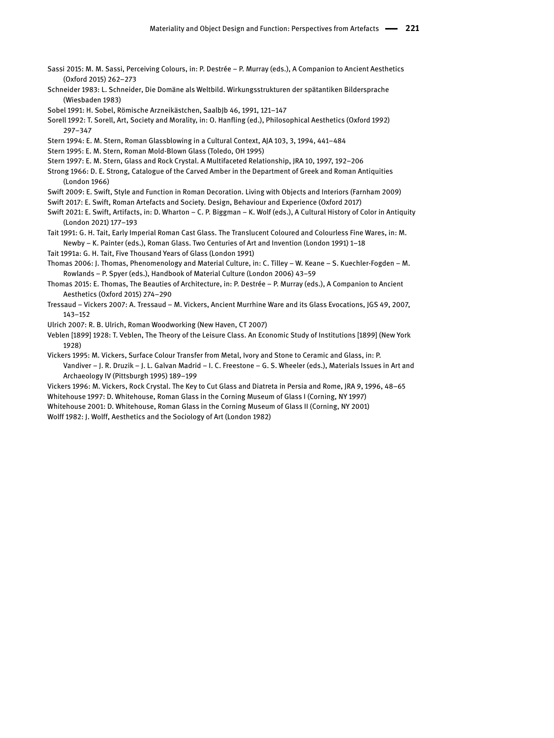Sassi 2015: M. M. Sassi, Perceiving Colours, in: P. Destrée – P. Murray (eds.), A Companion to Ancient Aesthetics (Oxford 2015) 262–273

Schneider 1983: L. Schneider, Die Domäne als Weltbild. Wirkungsstrukturen der spätantiken Bildersprache (Wiesbaden 1983)

Sobel 1991: H. Sobel, Römische Arzneikästchen, SaalbJb 46, 1991, 121–147

Sorell 1992: T. Sorell, Art, Society and Morality, in: O. Hanfling (ed.), Philosophical Aesthetics (Oxford 1992) 297–347

Stern 1994: E. M. Stern, Roman Glassblowing in a Cultural Context, AJA 103, 3, 1994, 441–484

Stern 1995: E. M. Stern, Roman Mold-Blown Glass (Toledo, OH 1995)

Stern 1997: E. M. Stern, Glass and Rock Crystal. A Multifaceted Relationship, JRA 10, 1997, 192–206

Strong 1966: D. E. Strong, Catalogue of the Carved Amber in the Department of Greek and Roman Antiquities (London 1966)

Swift 2009: E. Swift, Style and Function in Roman Decoration. Living with Objects and Interiors (Farnham 2009)

Swift 2017: E. Swift, Roman Artefacts and Society. Design, Behaviour and Experience (Oxford 2017)

Swift 2021: E. Swift, Artifacts, in: D. Wharton – C. P. Biggman – K. Wolf (eds.), A Cultural History of Color in Antiquity (London 2021) 177–193

Tait 1991: G. H. Tait, Early Imperial Roman Cast Glass. The Translucent Coloured and Colourless Fine Wares, in: M. Newby – K. Painter (eds.), Roman Glass. Two Centuries of Art and Invention (London 1991) 1–18

Tait 1991a: G. H. Tait, Five Thousand Years of Glass (London 1991)

Thomas 2006: J. Thomas, Phenomenology and Material Culture, in: C. Tilley – W. Keane – S. Kuechler-Fogden – M. Rowlands – P. Spyer (eds.), Handbook of Material Culture (London 2006) 43–59

Thomas 2015: E. Thomas, The Beauties of Architecture, in: P. Destrée – P. Murray (eds.), A Companion to Ancient Aesthetics (Oxford 2015) 274–290

Tressaud – Vickers 2007: A. Tressaud – M. Vickers, Ancient Murrhine Ware and its Glass Evocations, JGS 49, 2007, 143–152

Ulrich 2007: R. B. Ulrich, Roman Woodworking (New Haven, CT 2007)

Veblen [1899] 1928: T. Veblen, The Theory of the Leisure Class. An Economic Study of Institutions [1899] (New York 1928)

Vickers 1995: M. Vickers, Surface Colour Transfer from Metal, Ivory and Stone to Ceramic and Glass, in: P. Vandiver – J. R. Druzik – J. L. Galvan Madrid – I. C. Freestone – G. S. Wheeler (eds.), Materials Issues in Art and Archaeology IV (Pittsburgh 1995) 189–199

Vickers 1996: M. Vickers, Rock Crystal. The Key to Cut Glass and Diatreta in Persia and Rome, JRA 9, 1996, 48–65

Whitehouse 1997: D. Whitehouse, Roman Glass in the Corning Museum of Glass I (Corning, NY 1997)

Whitehouse 2001: D. Whitehouse, Roman Glass in the Corning Museum of Glass II (Corning, NY 2001)

Wolff 1982: J. Wolff, Aesthetics and the Sociology of Art (London 1982)